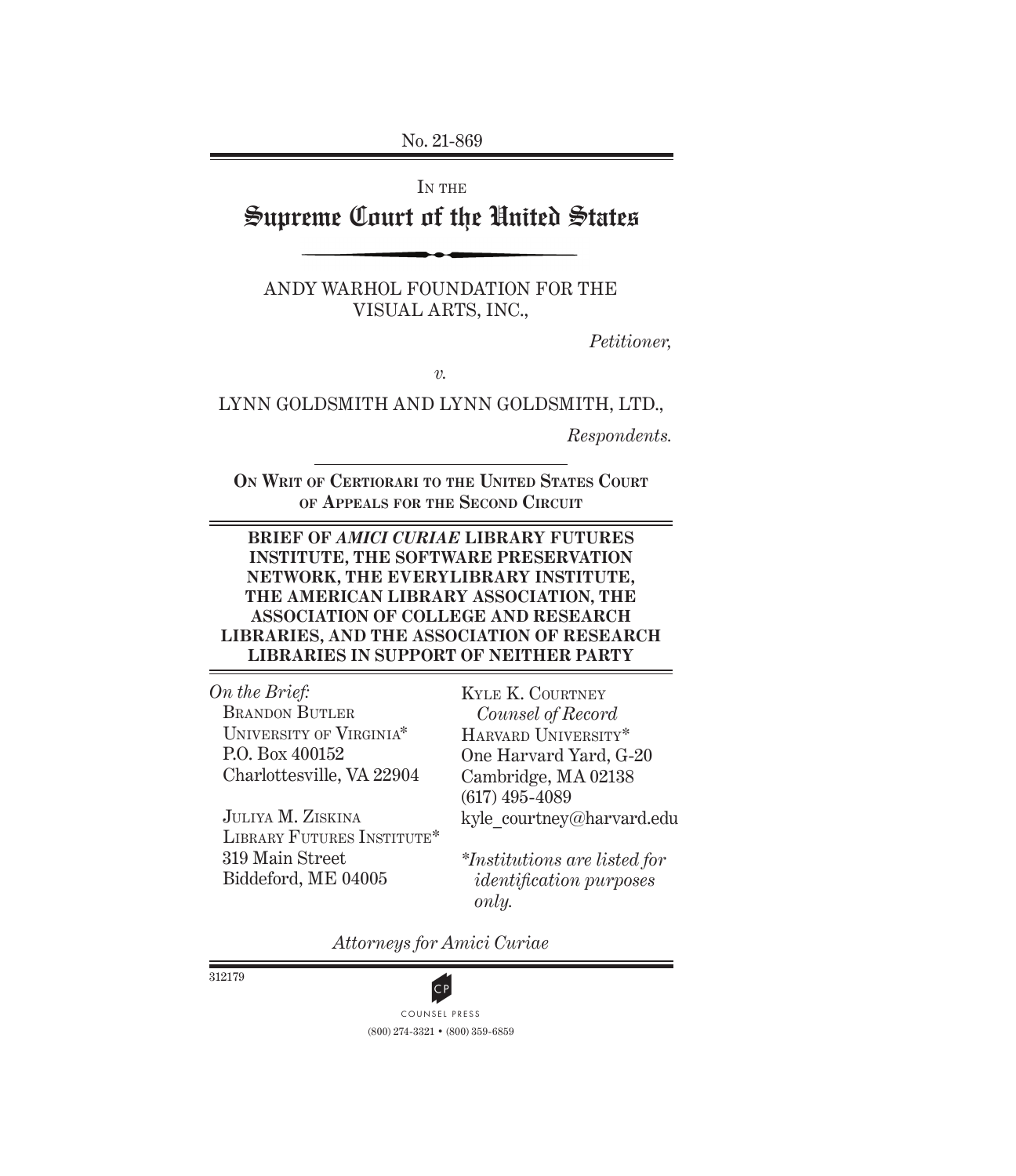No. 21-869

IN THE

# Supreme Court of the United States

ANDY WARHOL FOUNDATION FOR THE VISUAL ARTS, INC.,

*Petitioner,*

*v.*

LYNN GOLDSMITH AND LYNN GOLDSMITH, LTD.,

*Respondents.*

**ON WRIT OF CERTIORARI TO THE UNITED STATES COURT OF APPEALS FOR THE SECOND CIRCUIT**

**BRIEF OF *AMICI CURIAE* LIBRARY FUTURES INSTITUTE, THE SOFTWARE PRESERVATION NETWORK, THE EVERYLIBRARY INSTITUTE, THE AMERICAN LIBRARY ASSOCIATION, THE ASSOCIATION OF COLLEGE AND RESEARCH LIBRARIES, AND THE ASSOCIATION OF RESEARCH LIBRARIES IN SUPPORT OF NEITHER PARTY**

*On the Brief:*
BRANDON BUTLER
UNIVERSITY OF VIRGINIA*
P.O. Box 400152
Charlottesville, VA 22904

JULIYA M. ZISKINA
LIBRARY FUTURES INSTITUTE*
319 Main Street
Biddeford, ME 04005

KYLE K. COURTNEY
*Counsel of Record*
HARVARD UNIVERSITY*
One Harvard Yard, G-20
Cambridge, MA 02138
(617) 495-4089
kyle_courtney@harvard.edu

**Institutions are listed for identification purposes only.*

*Attorneys for Amici Curiae*

312179

COUNSEL PRESS
(800) 274-3321 • (800) 359-6859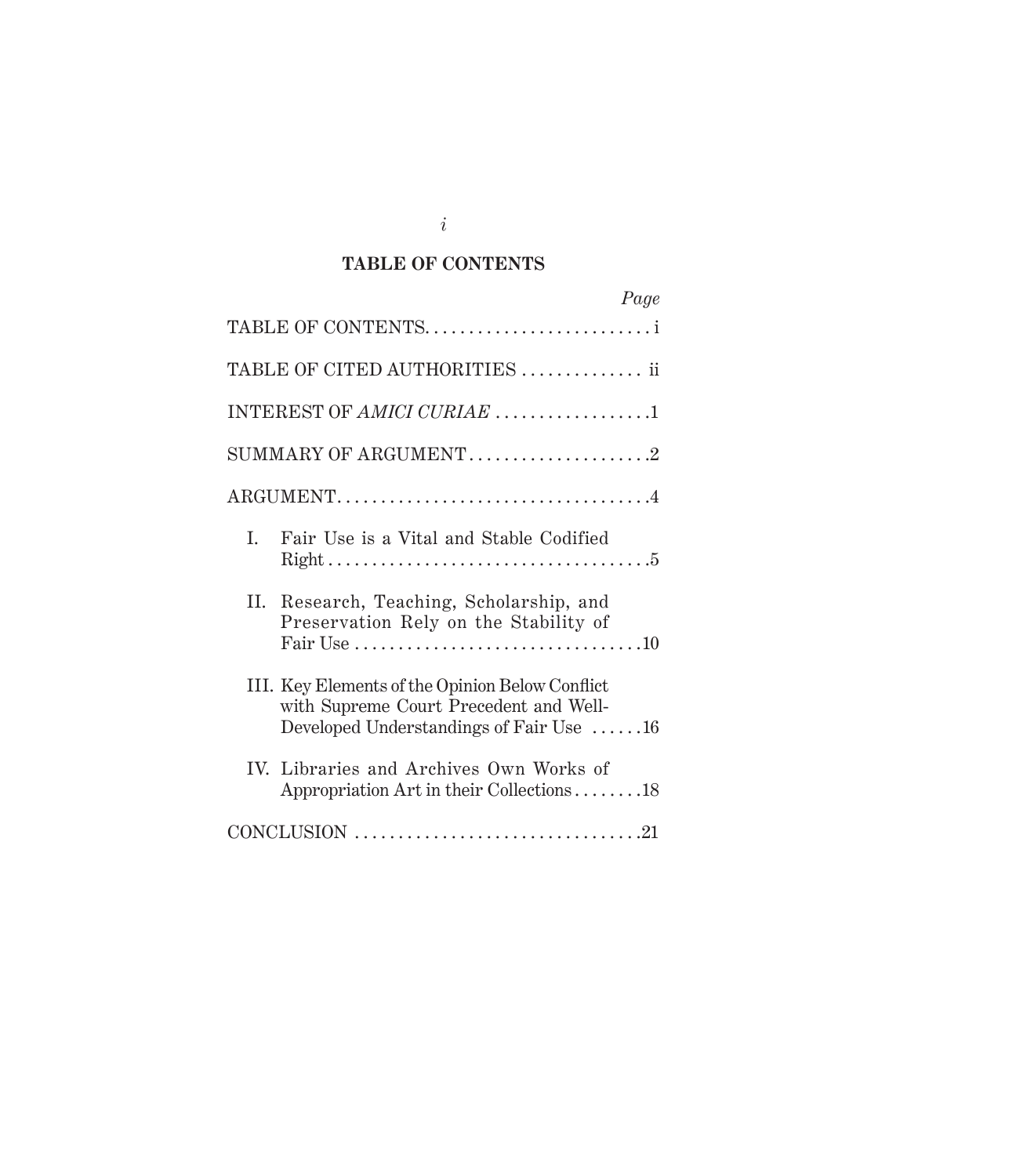## TABLE OF CONTENTS

| | *Page* |
|---|---|
| TABLE OF CONTENTS | i |
| TABLE OF CITED AUTHORITIES | ii |
| INTEREST OF *AMICI CURIAE* | 1 |
| SUMMARY OF ARGUMENT | 2 |
| ARGUMENT | 4 |
| I. Fair Use is a Vital and Stable Codified Right | 5 |
| II. Research, Teaching, Scholarship, and Preservation Rely on the Stability of Fair Use | 10 |
| III. Key Elements of the Opinion Below Conflict with Supreme Court Precedent and Well-Developed Understandings of Fair Use | 16 |
| IV. Libraries and Archives Own Works of Appropriation Art in their Collections | 18 |
| CONCLUSION | 21 |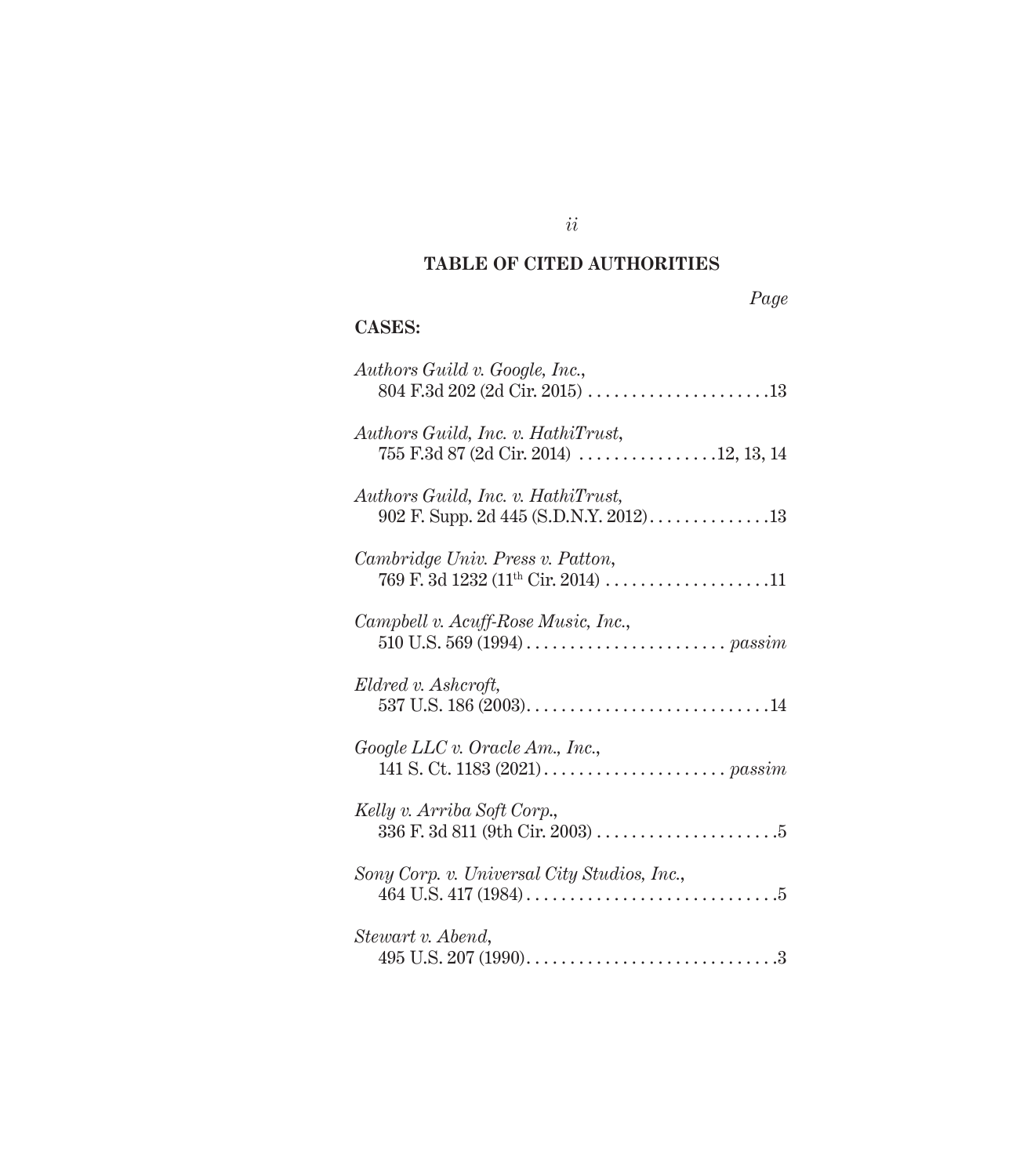## TABLE OF CITED AUTHORITIES

*Page*

**CASES:**

*Authors Guild v. Google, Inc.*,
804 F.3d 202 (2d Cir. 2015) . . . . . . . . . . . . . . . . . . . . . .13

*Authors Guild, Inc. v. HathiTrust*,
755 F.3d 87 (2d Cir. 2014) . . . . . . . . . . . . . . . . 12, 13, 14

*Authors Guild, Inc. v. HathiTrust*,
902 F. Supp. 2d 445 (S.D.N.Y. 2012) . . . . . . . . . . . . . .13

*Cambridge Univ. Press v. Patton*,
769 F. 3d 1232 (11th Cir. 2014) . . . . . . . . . . . . . . . . . . .11

*Campbell v. Acuff-Rose Music, Inc.*,
510 U.S. 569 (1994) . . . . . . . . . . . . . . . . . . . . . . . *passim*

*Eldred v. Ashcroft*,
537 U.S. 186 (2003) . . . . . . . . . . . . . . . . . . . . . . . . . . . .14

*Google LLC v. Oracle Am., Inc.*,
141 S. Ct. 1183 (2021) . . . . . . . . . . . . . . . . . . . . . *passim*

*Kelly v. Arriba Soft Corp.*,
336 F. 3d 811 (9th Cir. 2003) . . . . . . . . . . . . . . . . . . . . . .5

*Sony Corp. v. Universal City Studios, Inc.*,
464 U.S. 417 (1984) . . . . . . . . . . . . . . . . . . . . . . . . . . . . .5

*Stewart v. Abend*,
495 U.S. 207 (1990) . . . . . . . . . . . . . . . . . . . . . . . . . . . . .3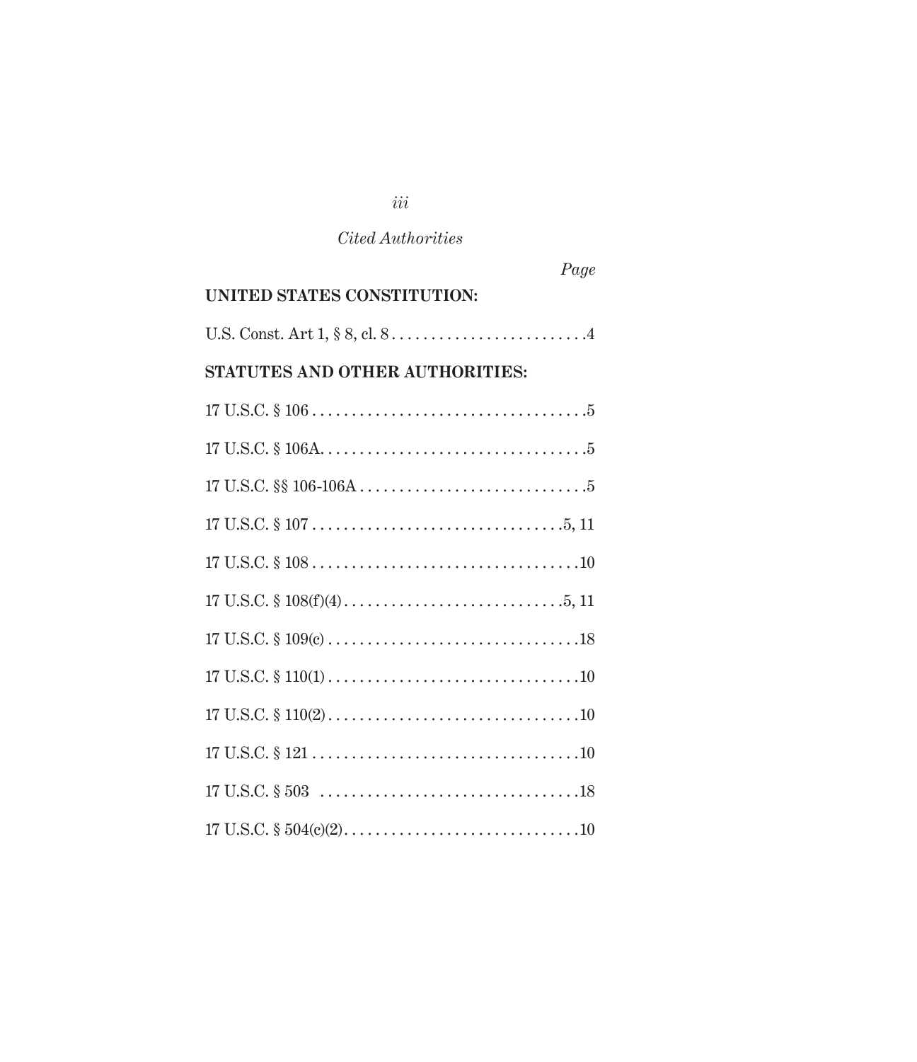*Cited Authorities*

*Page*

**UNITED STATES CONSTITUTION:**

U.S. Const. Art 1, § 8, cl. 8 . . . . . . . . . . . . . . . . . . . . . . . . .4

**STATUTES AND OTHER AUTHORITIES:**

17 U.S.C. § 106 . . . . . . . . . . . . . . . . . . . . . . . . . . . . . . . . . . .5

17 U.S.C. § 106A. . . . . . . . . . . . . . . . . . . . . . . . . . . . . . . . . .5

17 U.S.C. §§ 106-106A . . . . . . . . . . . . . . . . . . . . . . . . . . . . .5

17 U.S.C. § 107 . . . . . . . . . . . . . . . . . . . . . . . . . . . . . . . .5, 11

17 U.S.C. § 108 . . . . . . . . . . . . . . . . . . . . . . . . . . . . . . . . . .10

17 U.S.C. § 108(f)(4) . . . . . . . . . . . . . . . . . . . . . . . . . . . .5, 11

17 U.S.C. § 109(c) . . . . . . . . . . . . . . . . . . . . . . . . . . . . . . . .18

17 U.S.C. § 110(1) . . . . . . . . . . . . . . . . . . . . . . . . . . . . . . . .10

17 U.S.C. § 110(2) . . . . . . . . . . . . . . . . . . . . . . . . . . . . . . . .10

17 U.S.C. § 121 . . . . . . . . . . . . . . . . . . . . . . . . . . . . . . . . . .10

17 U.S.C. § 503 . . . . . . . . . . . . . . . . . . . . . . . . . . . . . . . . .18

17 U.S.C. § 504(c)(2). . . . . . . . . . . . . . . . . . . . . . . . . . . . . .10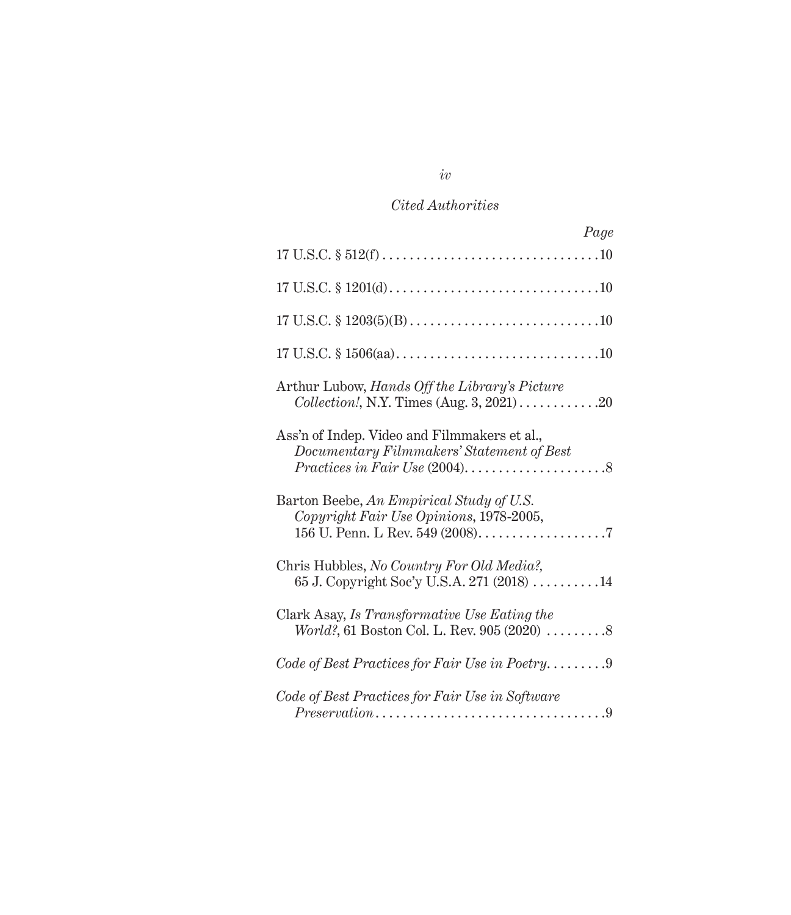*Cited Authorities*

| | *Page* |
|---|---|
| 17 U.S.C. § 512(f) | 10 |
| 17 U.S.C. § 1201(d) | 10 |
| 17 U.S.C. § 1203(5)(B) | 10 |
| 17 U.S.C. § 1506(aa) | 10 |
| Arthur Lubow, *Hands Off the Library's Picture Collection!*, N.Y. Times (Aug. 3, 2021) | 20 |
| Ass'n of Indep. Video and Filmmakers et al., *Documentary Filmmakers' Statement of Best Practices in Fair Use* (2004) | 8 |
| Barton Beebe, *An Empirical Study of U.S. Copyright Fair Use Opinions*, 1978-2005, 156 U. Penn. L Rev. 549 (2008) | 7 |
| Chris Hubbles, *No Country For Old Media?*, 65 J. Copyright Soc'y U.S.A. 271 (2018) | 14 |
| Clark Asay, *Is Transformative Use Eating the World?*, 61 Boston Col. L. Rev. 905 (2020) | 8 |
| *Code of Best Practices for Fair Use in Poetry* | 9 |
| *Code of Best Practices for Fair Use in Software Preservation* | 9 |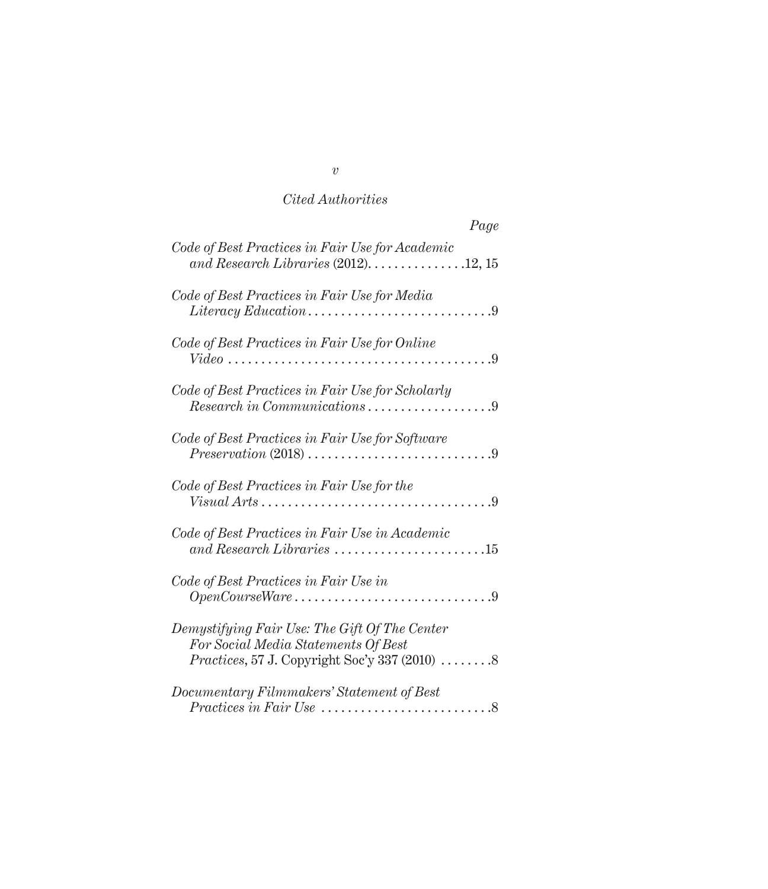*Cited Authorities*

| | Page |
|---|---|
| *Code of Best Practices in Fair Use for Academic and Research Libraries* (2012) | 12, 15 |
| *Code of Best Practices in Fair Use for Media Literacy Education* | 9 |
| *Code of Best Practices in Fair Use for Online Video* | 9 |
| *Code of Best Practices in Fair Use for Scholarly Research in Communications* | 9 |
| *Code of Best Practices in Fair Use for Software Preservation* (2018) | 9 |
| *Code of Best Practices in Fair Use for the Visual Arts* | 9 |
| *Code of Best Practices in Fair Use in Academic and Research Libraries* | 15 |
| *Code of Best Practices in Fair Use in OpenCourseWare* | 9 |
| *Demystifying Fair Use: The Gift Of The Center For Social Media Statements Of Best Practices*, 57 J. Copyright Soc'y 337 (2010) | 8 |
| *Documentary Filmmakers' Statement of Best Practices in Fair Use* | 8 |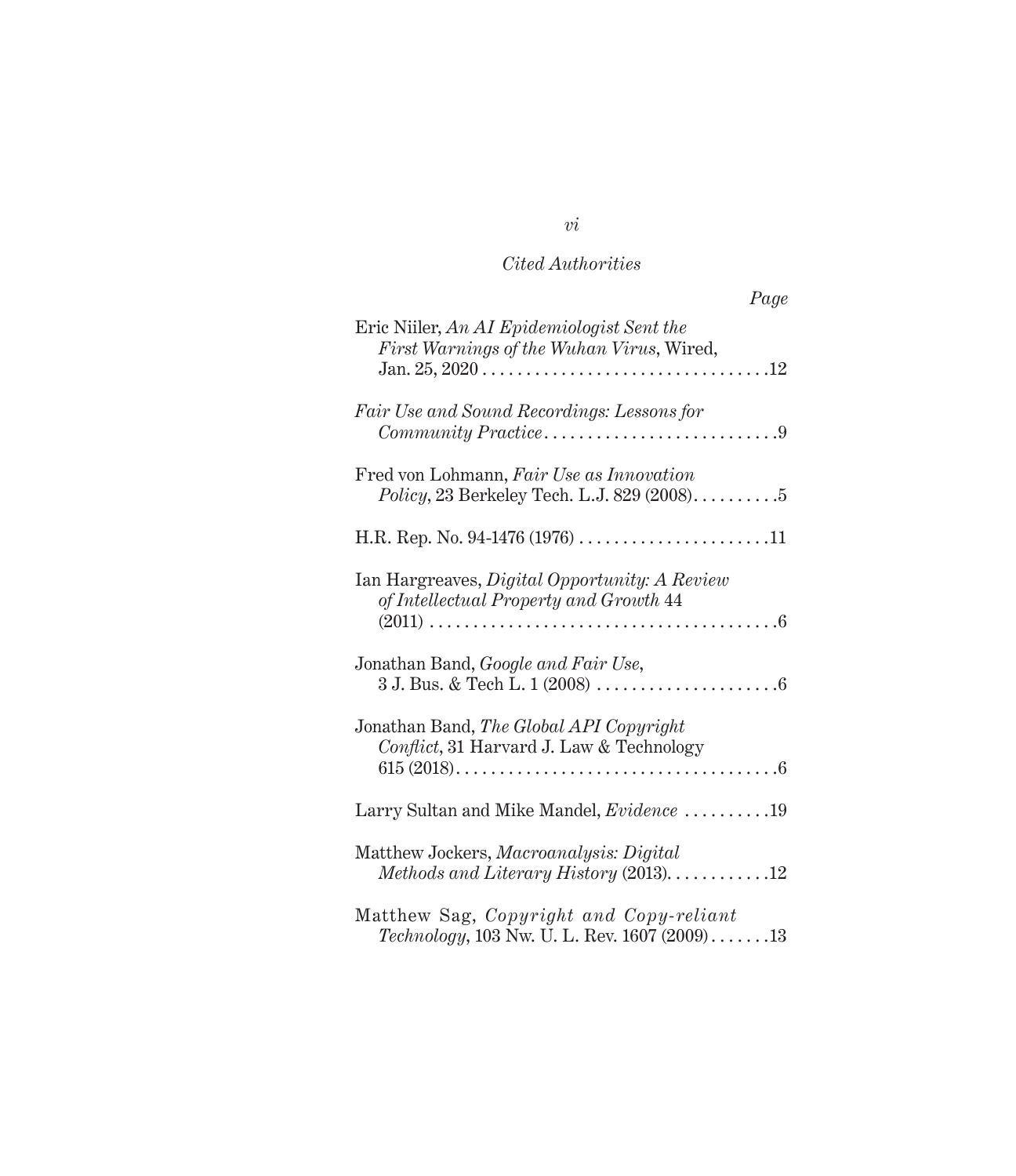*Cited Authorities*

| | *Page* |
|---|---|
| Eric Niiler, *An AI Epidemiologist Sent the First Warnings of the Wuhan Virus*, Wired, Jan. 25, 2020 | 12 |
| *Fair Use and Sound Recordings: Lessons for Community Practice* | 9 |
| Fred von Lohmann, *Fair Use as Innovation Policy*, 23 Berkeley Tech. L.J. 829 (2008) | 5 |
| H.R. Rep. No. 94-1476 (1976) | 11 |
| Ian Hargreaves, *Digital Opportunity: A Review of Intellectual Property and Growth* 44 (2011) | 6 |
| Jonathan Band, *Google and Fair Use*, 3 J. Bus. & Tech L. 1 (2008) | 6 |
| Jonathan Band, *The Global API Copyright Conflict*, 31 Harvard J. Law & Technology 615 (2018) | 6 |
| Larry Sultan and Mike Mandel, *Evidence* | 19 |
| Matthew Jockers, *Macroanalysis: Digital Methods and Literary History* (2013) | 12 |
| Matthew Sag, *Copyright and Copy-reliant Technology*, 103 Nw. U. L. Rev. 1607 (2009) | 13 |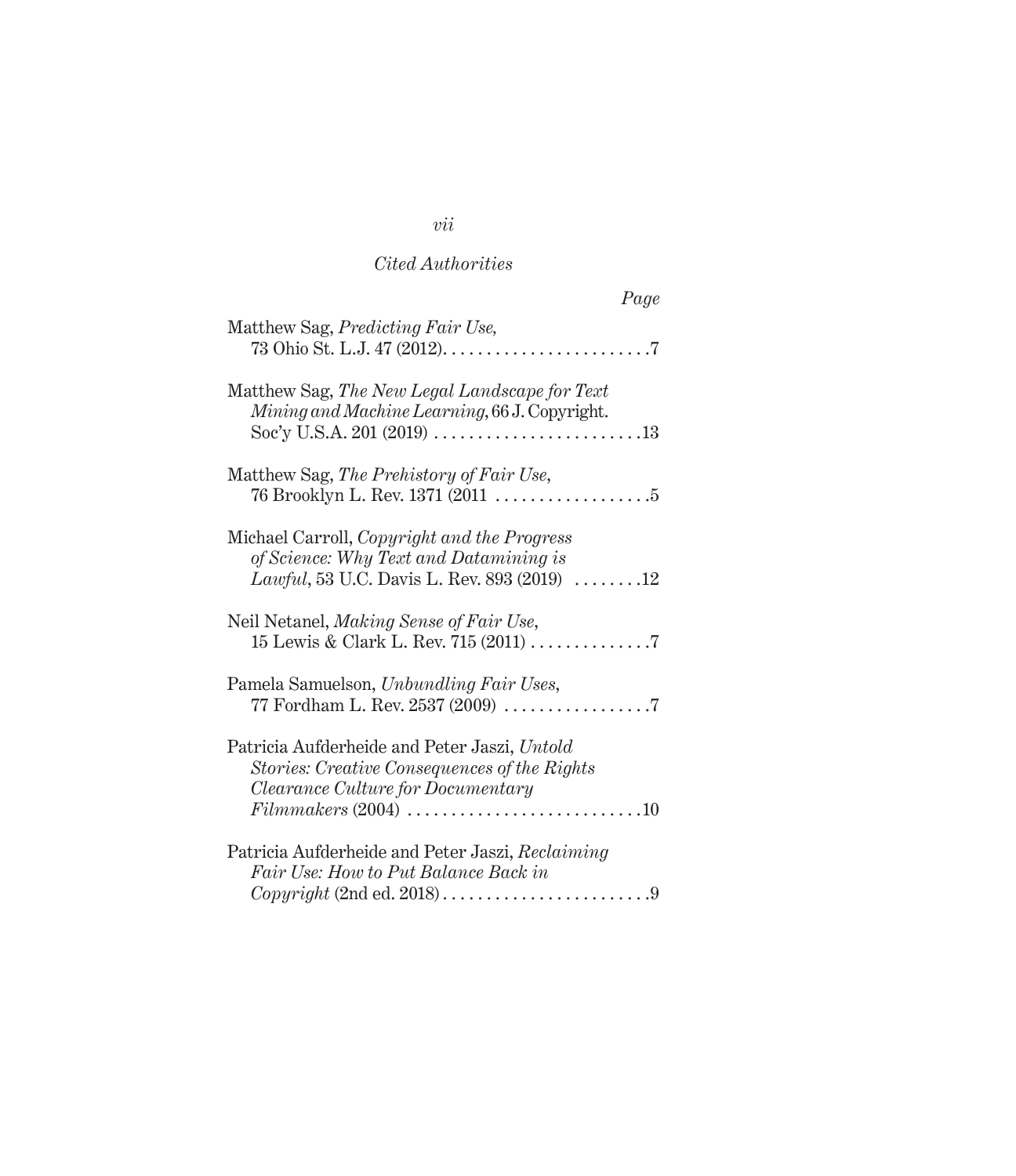*Cited Authorities*

*Page*

Matthew Sag, *Predicting Fair Use*, 73 Ohio St. L.J. 47 (2012) . . . . . . . . . . . . . . . . . . . . . . . .7

Matthew Sag, *The New Legal Landscape for Text Mining and Machine Learning*, 66 J. Copyright. Soc'y U.S.A. 201 (2019) . . . . . . . . . . . . . . . . . . . . . . . .13

Matthew Sag, *The Prehistory of Fair Use*, 76 Brooklyn L. Rev. 1371 (2011 . . . . . . . . . . . . . . . . . .5

Michael Carroll, *Copyright and the Progress of Science: Why Text and Datamining is Lawful*, 53 U.C. Davis L. Rev. 893 (2019) . . . . . . . .12

Neil Netanel, *Making Sense of Fair Use*, 15 Lewis & Clark L. Rev. 715 (2011) . . . . . . . . . . . . . .7

Pamela Samuelson, *Unbundling Fair Uses*, 77 Fordham L. Rev. 2537 (2009) . . . . . . . . . . . . . . . . .7

Patricia Aufderheide and Peter Jaszi, *Untold Stories: Creative Consequences of the Rights Clearance Culture for Documentary Filmmakers* (2004) . . . . . . . . . . . . . . . . . . . . . . . . . . .10

Patricia Aufderheide and Peter Jaszi, *Reclaiming Fair Use: How to Put Balance Back in Copyright* (2nd ed. 2018) . . . . . . . . . . . . . . . . . . . . . . . .9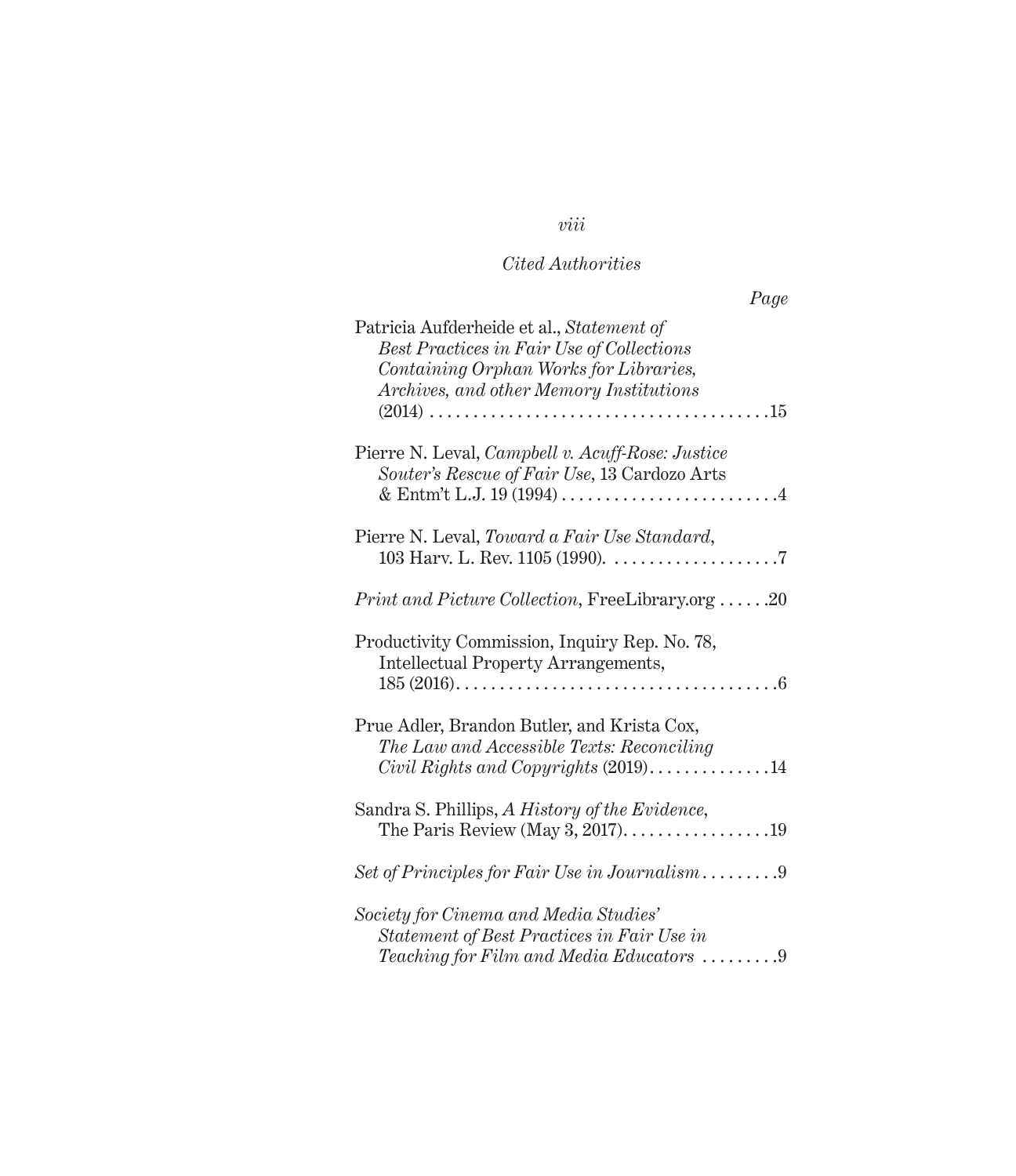*Cited Authorities*

*Page*

Patricia Aufderheide et al., *Statement of Best Practices in Fair Use of Collections Containing Orphan Works for Libraries, Archives, and other Memory Institutions* (2014) . . . . . . . . . . . . . . . . . . . . . . . . . . . . . . . . . . . . . .15

Pierre N. Leval, *Campbell v. Acuff-Rose: Justice Souter's Rescue of Fair Use*, 13 Cardozo Arts & Entm't L.J. 19 (1994) . . . . . . . . . . . . . . . . . . . . . . . . .4

Pierre N. Leval, *Toward a Fair Use Standard*, 103 Harv. L. Rev. 1105 (1990). . . . . . . . . . . . . . . . . . . . .7

*Print and Picture Collection*, FreeLibrary.org . . . . . .20

Productivity Commission, Inquiry Rep. No. 78, Intellectual Property Arrangements, 185 (2016). . . . . . . . . . . . . . . . . . . . . . . . . . . . . . . . . . . . .6

Prue Adler, Brandon Butler, and Krista Cox, *The Law and Accessible Texts: Reconciling Civil Rights and Copyrights* (2019). . . . . . . . . . . . . .14

Sandra S. Phillips, *A History of the Evidence*, The Paris Review (May 3, 2017). . . . . . . . . . . . . . . . . .19

*Set of Principles for Fair Use in Journalism* . . . . . . . . .9

*Society for Cinema and Media Studies' Statement of Best Practices in Fair Use in Teaching for Film and Media Educators* . . . . . . . . .9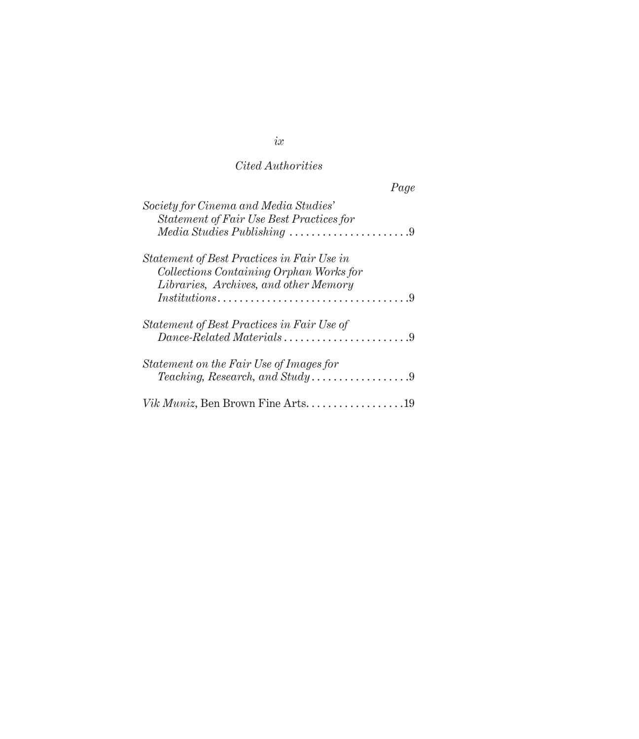*Cited Authorities*

*Page*

*Society for Cinema and Media Studies' Statement of Fair Use Best Practices for Media Studies Publishing* . . . . . . . . . . . . . . . . . . . . . .9

*Statement of Best Practices in Fair Use in Collections Containing Orphan Works for Libraries, Archives, and other Memory Institutions* . . . . . . . . . . . . . . . . . . . . . . . . . . . . . . . . . .9

*Statement of Best Practices in Fair Use of Dance-Related Materials* . . . . . . . . . . . . . . . . . . . . . . .9

*Statement on the Fair Use of Images for Teaching, Research, and Study* . . . . . . . . . . . . . . . . . .9

*Vik Muniz*, Ben Brown Fine Arts. . . . . . . . . . . . . . . . . .19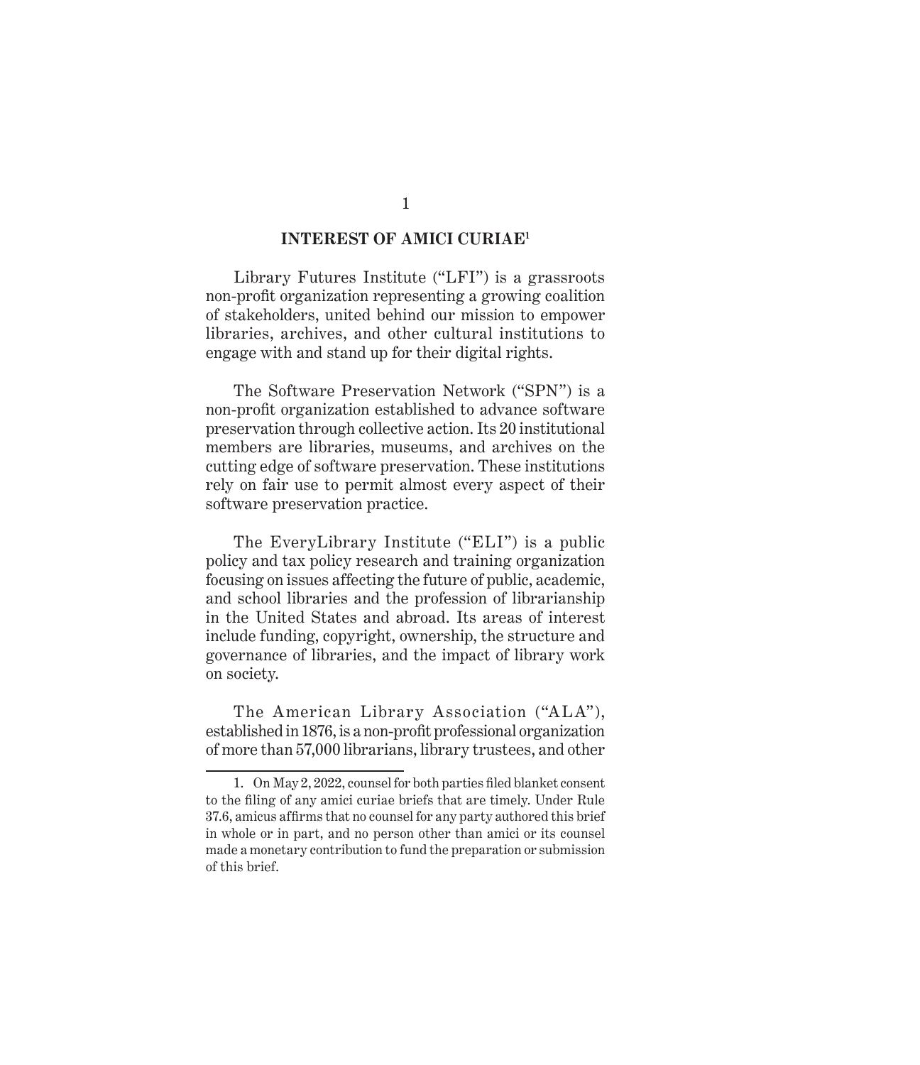## INTEREST OF AMICI CURIAE[1]

Library Futures Institute ("LFI") is a grassroots non-profit organization representing a growing coalition of stakeholders, united behind our mission to empower libraries, archives, and other cultural institutions to engage with and stand up for their digital rights.

The Software Preservation Network ("SPN") is a non-profit organization established to advance software preservation through collective action. Its 20 institutional members are libraries, museums, and archives on the cutting edge of software preservation. These institutions rely on fair use to permit almost every aspect of their software preservation practice.

The EveryLibrary Institute ("ELI") is a public policy and tax policy research and training organization focusing on issues affecting the future of public, academic, and school libraries and the profession of librarianship in the United States and abroad. Its areas of interest include funding, copyright, ownership, the structure and governance of libraries, and the impact of library work on society.

The American Library Association ("ALA"), established in 1876, is a non-profit professional organization of more than 57,000 librarians, library trustees, and other

---

1. On May 2, 2022, counsel for both parties filed blanket consent to the filing of any amici curiae briefs that are timely. Under Rule 37.6, amicus affirms that no counsel for any party authored this brief in whole or in part, and no person other than amici or its counsel made a monetary contribution to fund the preparation or submission of this brief.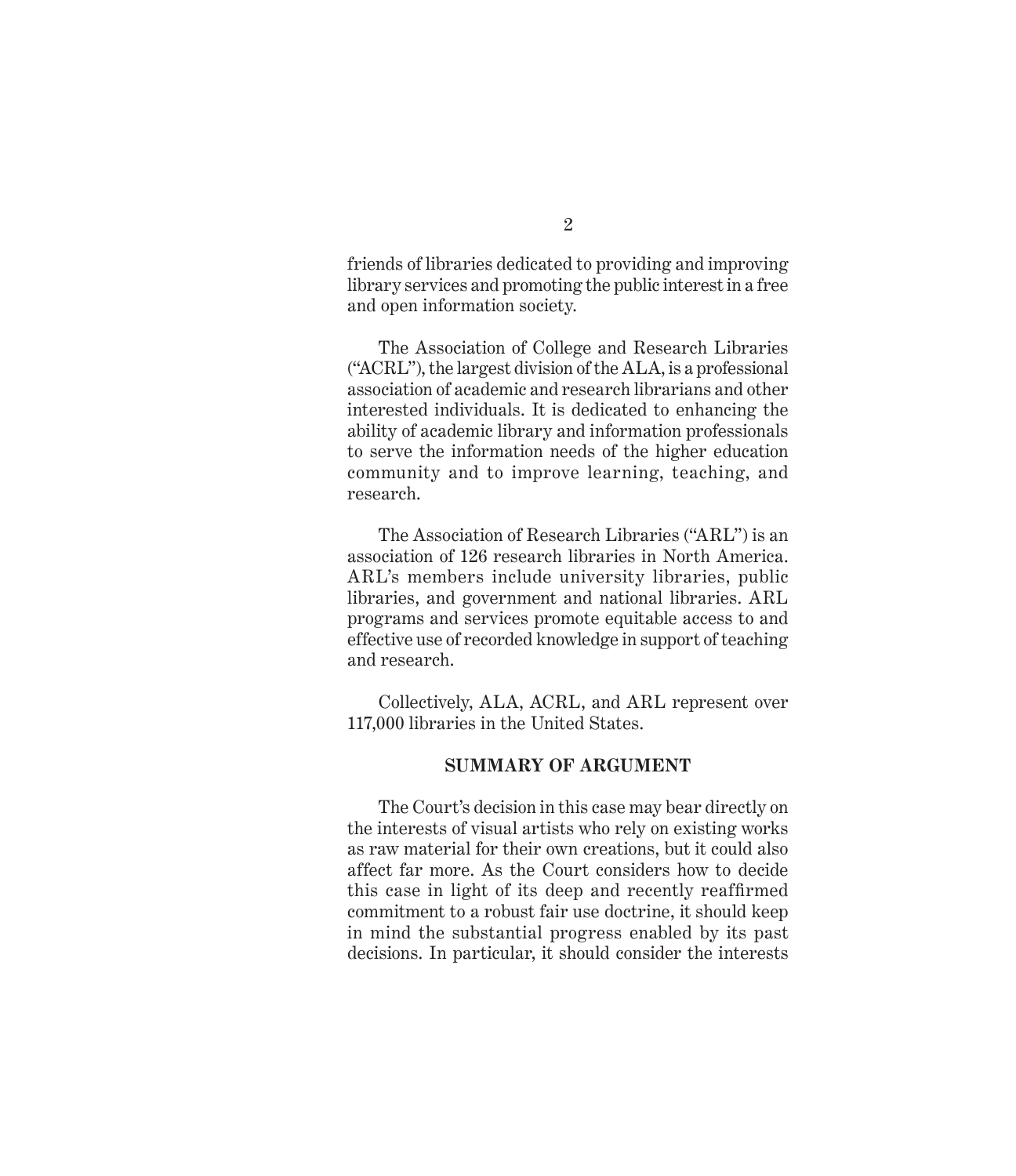friends of libraries dedicated to providing and improving library services and promoting the public interest in a free and open information society.

The Association of College and Research Libraries ("ACRL"), the largest division of the ALA, is a professional association of academic and research librarians and other interested individuals. It is dedicated to enhancing the ability of academic library and information professionals to serve the information needs of the higher education community and to improve learning, teaching, and research.

The Association of Research Libraries ("ARL") is an association of 126 research libraries in North America. ARL's members include university libraries, public libraries, and government and national libraries. ARL programs and services promote equitable access to and effective use of recorded knowledge in support of teaching and research.

Collectively, ALA, ACRL, and ARL represent over 117,000 libraries in the United States.

## SUMMARY OF ARGUMENT

The Court's decision in this case may bear directly on the interests of visual artists who rely on existing works as raw material for their own creations, but it could also affect far more. As the Court considers how to decide this case in light of its deep and recently reaffirmed commitment to a robust fair use doctrine, it should keep in mind the substantial progress enabled by its past decisions. In particular, it should consider the interests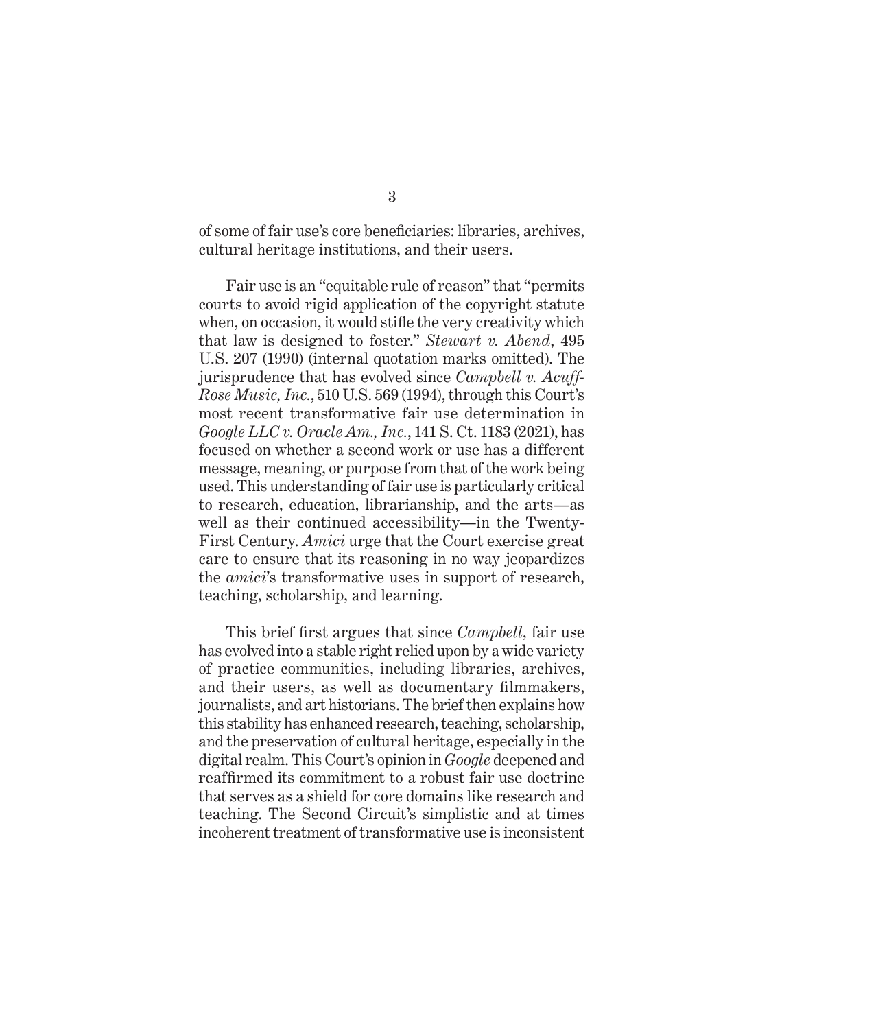of some of fair use's core beneficiaries: libraries, archives, cultural heritage institutions, and their users.

Fair use is an "equitable rule of reason" that "permits courts to avoid rigid application of the copyright statute when, on occasion, it would stifle the very creativity which that law is designed to foster." *Stewart v. Abend*, 495 U.S. 207 (1990) (internal quotation marks omitted). The jurisprudence that has evolved since *Campbell v. Acuff-Rose Music, Inc.*, 510 U.S. 569 (1994), through this Court's most recent transformative fair use determination in *Google LLC v. Oracle Am., Inc.*, 141 S. Ct. 1183 (2021), has focused on whether a second work or use has a different message, meaning, or purpose from that of the work being used. This understanding of fair use is particularly critical to research, education, librarianship, and the arts—as well as their continued accessibility—in the Twenty-First Century. *Amici* urge that the Court exercise great care to ensure that its reasoning in no way jeopardizes the *amici*'s transformative uses in support of research, teaching, scholarship, and learning.

This brief first argues that since *Campbell*, fair use has evolved into a stable right relied upon by a wide variety of practice communities, including libraries, archives, and their users, as well as documentary filmmakers, journalists, and art historians. The brief then explains how this stability has enhanced research, teaching, scholarship, and the preservation of cultural heritage, especially in the digital realm. This Court's opinion in *Google* deepened and reaffirmed its commitment to a robust fair use doctrine that serves as a shield for core domains like research and teaching. The Second Circuit's simplistic and at times incoherent treatment of transformative use is inconsistent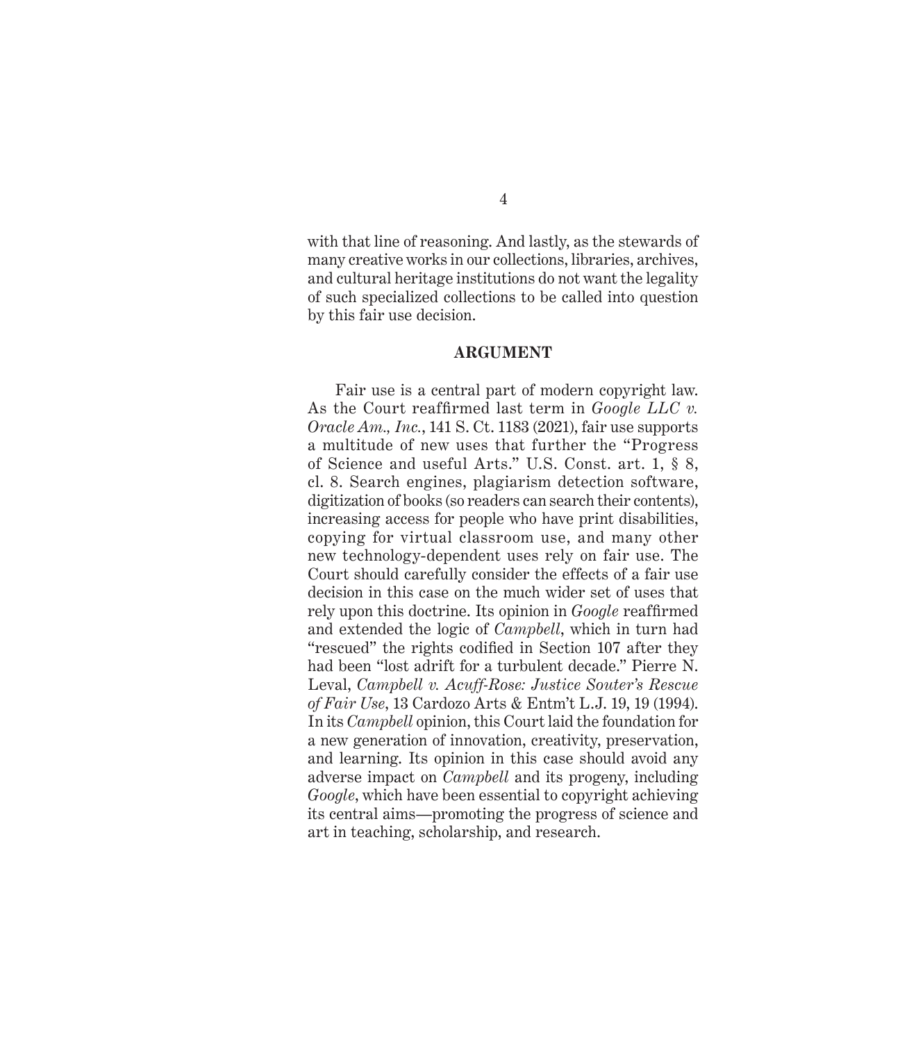with that line of reasoning. And lastly, as the stewards of many creative works in our collections, libraries, archives, and cultural heritage institutions do not want the legality of such specialized collections to be called into question by this fair use decision.

## ARGUMENT

Fair use is a central part of modern copyright law. As the Court reaffirmed last term in *Google LLC v. Oracle Am., Inc.*, 141 S. Ct. 1183 (2021), fair use supports a multitude of new uses that further the "Progress of Science and useful Arts." U.S. Const. art. 1, § 8, cl. 8. Search engines, plagiarism detection software, digitization of books (so readers can search their contents), increasing access for people who have print disabilities, copying for virtual classroom use, and many other new technology-dependent uses rely on fair use. The Court should carefully consider the effects of a fair use decision in this case on the much wider set of uses that rely upon this doctrine. Its opinion in *Google* reaffirmed and extended the logic of *Campbell*, which in turn had "rescued" the rights codified in Section 107 after they had been "lost adrift for a turbulent decade." Pierre N. Leval, *Campbell v. Acuff-Rose: Justice Souter's Rescue of Fair Use*, 13 Cardozo Arts & Entm't L.J. 19, 19 (1994). In its *Campbell* opinion, this Court laid the foundation for a new generation of innovation, creativity, preservation, and learning. Its opinion in this case should avoid any adverse impact on *Campbell* and its progeny, including *Google*, which have been essential to copyright achieving its central aims—promoting the progress of science and art in teaching, scholarship, and research.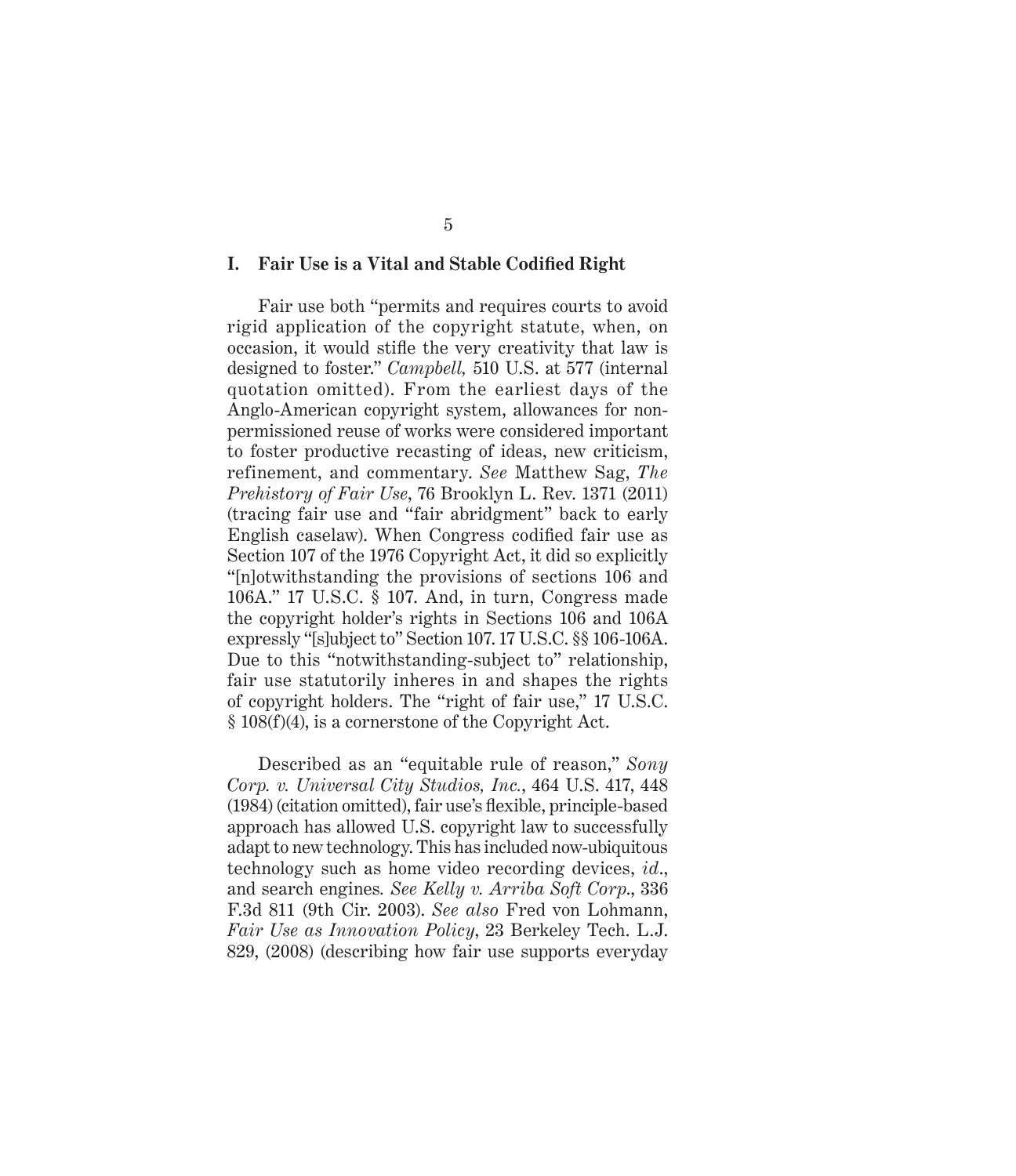## I. Fair Use is a Vital and Stable Codified Right

Fair use both "permits and requires courts to avoid rigid application of the copyright statute, when, on occasion, it would stifle the very creativity that law is designed to foster." *Campbell,* 510 U.S. at 577 (internal quotation omitted). From the earliest days of the Anglo-American copyright system, allowances for non-permissioned reuse of works were considered important to foster productive recasting of ideas, new criticism, refinement, and commentary. *See* Matthew Sag, *The Prehistory of Fair Use*, 76 Brooklyn L. Rev. 1371 (2011) (tracing fair use and "fair abridgment" back to early English caselaw). When Congress codified fair use as Section 107 of the 1976 Copyright Act, it did so explicitly "[n]otwithstanding the provisions of sections 106 and 106A." 17 U.S.C. § 107. And, in turn, Congress made the copyright holder's rights in Sections 106 and 106A expressly "[s]ubject to" Section 107. 17 U.S.C. §§ 106-106A. Due to this "notwithstanding-subject to" relationship, fair use statutorily inheres in and shapes the rights of copyright holders. The "right of fair use," 17 U.S.C. § 108(f)(4), is a cornerstone of the Copyright Act.

Described as an "equitable rule of reason," *Sony Corp. v. Universal City Studios, Inc.*, 464 U.S. 417, 448 (1984) (citation omitted), fair use's flexible, principle-based approach has allowed U.S. copyright law to successfully adapt to new technology. This has included now-ubiquitous technology such as home video recording devices, *id*., and search engines. *See Kelly v. Arriba Soft Corp.*, 336 F.3d 811 (9th Cir. 2003). *See also* Fred von Lohmann, *Fair Use as Innovation Policy*, 23 Berkeley Tech. L.J. 829, (2008) (describing how fair use supports everyday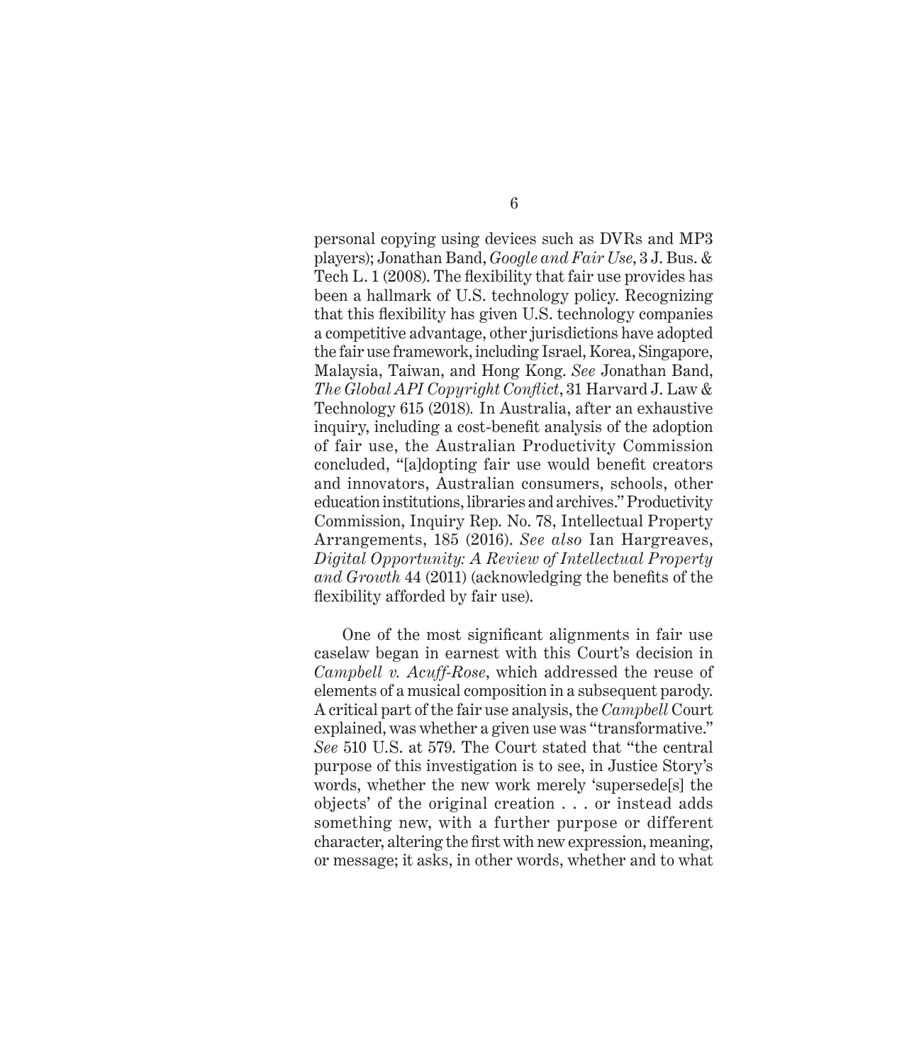personal copying using devices such as DVRs and MP3 players); Jonathan Band, *Google and Fair Use*, 3 J. Bus. & Tech L. 1 (2008). The flexibility that fair use provides has been a hallmark of U.S. technology policy. Recognizing that this flexibility has given U.S. technology companies a competitive advantage, other jurisdictions have adopted the fair use framework, including Israel, Korea, Singapore, Malaysia, Taiwan, and Hong Kong. *See* Jonathan Band, *The Global API Copyright Conflict*, 31 Harvard J. Law & Technology 615 (2018). In Australia, after an exhaustive inquiry, including a cost-benefit analysis of the adoption of fair use, the Australian Productivity Commission concluded, "[a]dopting fair use would benefit creators and innovators, Australian consumers, schools, other education institutions, libraries and archives." Productivity Commission, Inquiry Rep. No. 78, Intellectual Property Arrangements, 185 (2016). *See also* Ian Hargreaves, *Digital Opportunity: A Review of Intellectual Property and Growth* 44 (2011) (acknowledging the benefits of the flexibility afforded by fair use).

One of the most significant alignments in fair use caselaw began in earnest with this Court's decision in *Campbell v. Acuff-Rose*, which addressed the reuse of elements of a musical composition in a subsequent parody. A critical part of the fair use analysis, the *Campbell* Court explained, was whether a given use was "transformative." *See* 510 U.S. at 579. The Court stated that "the central purpose of this investigation is to see, in Justice Story's words, whether the new work merely 'supersede[s] the objects' of the original creation . . . or instead adds something new, with a further purpose or different character, altering the first with new expression, meaning, or message; it asks, in other words, whether and to what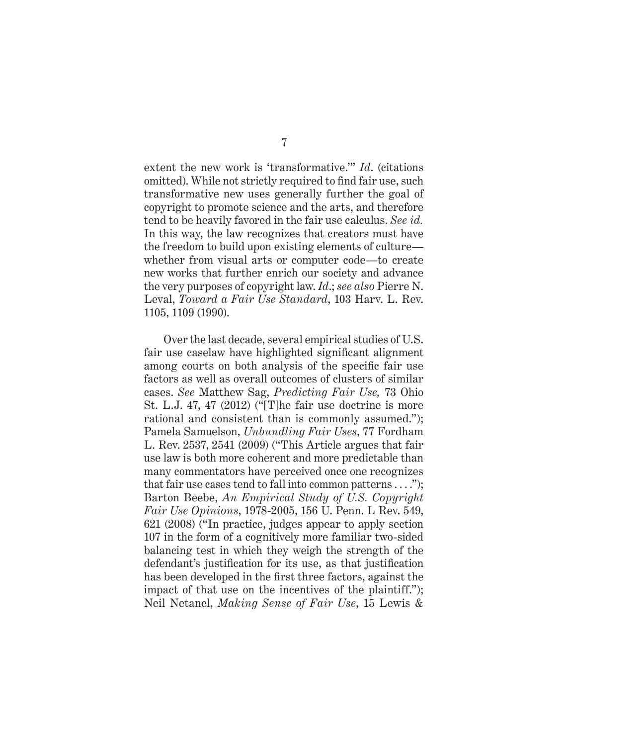extent the new work is 'transformative.'" *Id.* (citations omitted). While not strictly required to find fair use, such transformative new uses generally further the goal of copyright to promote science and the arts, and therefore tend to be heavily favored in the fair use calculus. *See id.* In this way, the law recognizes that creators must have the freedom to build upon existing elements of culture—whether from visual arts or computer code—to create new works that further enrich our society and advance the very purposes of copyright law. *Id.*; *see also* Pierre N. Leval, *Toward a Fair Use Standard*, 103 Harv. L. Rev. 1105, 1109 (1990).

Over the last decade, several empirical studies of U.S. fair use caselaw have highlighted significant alignment among courts on both analysis of the specific fair use factors as well as overall outcomes of clusters of similar cases. *See* Matthew Sag, *Predicting Fair Use,* 73 Ohio St. L.J. 47, 47 (2012) ("[T]he fair use doctrine is more rational and consistent than is commonly assumed."); Pamela Samuelson, *Unbundling Fair Uses*, 77 Fordham L. Rev. 2537, 2541 (2009) ("This Article argues that fair use law is both more coherent and more predictable than many commentators have perceived once one recognizes that fair use cases tend to fall into common patterns . . . ."); Barton Beebe, *An Empirical Study of U.S. Copyright Fair Use Opinions*, 1978-2005, 156 U. Penn. L Rev. 549, 621 (2008) ("In practice, judges appear to apply section 107 in the form of a cognitively more familiar two-sided balancing test in which they weigh the strength of the defendant's justification for its use, as that justification has been developed in the first three factors, against the impact of that use on the incentives of the plaintiff."); Neil Netanel, *Making Sense of Fair Use*, 15 Lewis &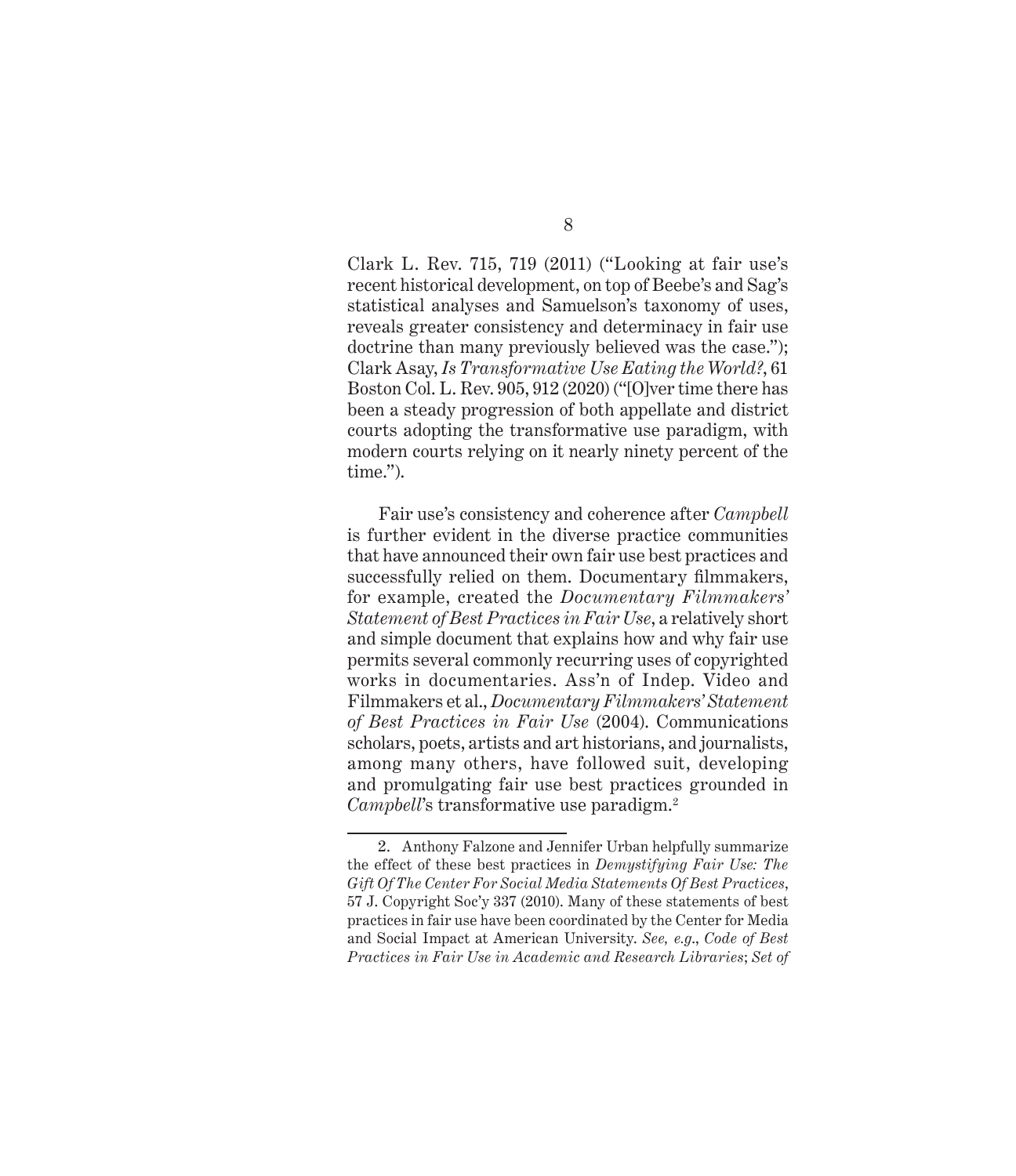Clark L. Rev. 715, 719 (2011) ("Looking at fair use's recent historical development, on top of Beebe's and Sag's statistical analyses and Samuelson's taxonomy of uses, reveals greater consistency and determinacy in fair use doctrine than many previously believed was the case."); Clark Asay, *Is Transformative Use Eating the World?*, 61 Boston Col. L. Rev. 905, 912 (2020) ("[O]ver time there has been a steady progression of both appellate and district courts adopting the transformative use paradigm, with modern courts relying on it nearly ninety percent of the time.").

Fair use's consistency and coherence after *Campbell* is further evident in the diverse practice communities that have announced their own fair use best practices and successfully relied on them. Documentary filmmakers, for example, created the *Documentary Filmmakers' Statement of Best Practices in Fair Use*, a relatively short and simple document that explains how and why fair use permits several commonly recurring uses of copyrighted works in documentaries. Ass'n of Indep. Video and Filmmakers et al., *Documentary Filmmakers' Statement of Best Practices in Fair Use* (2004). Communications scholars, poets, artists and art historians, and journalists, among many others, have followed suit, developing and promulgating fair use best practices grounded in *Campbell*'s transformative use paradigm.[2]

---

2. Anthony Falzone and Jennifer Urban helpfully summarize the effect of these best practices in *Demystifying Fair Use: The Gift Of The Center For Social Media Statements Of Best Practices*, 57 J. Copyright Soc'y 337 (2010). Many of these statements of best practices in fair use have been coordinated by the Center for Media and Social Impact at American University. *See, e.g.*, *Code of Best Practices in Fair Use in Academic and Research Libraries*; *Set of*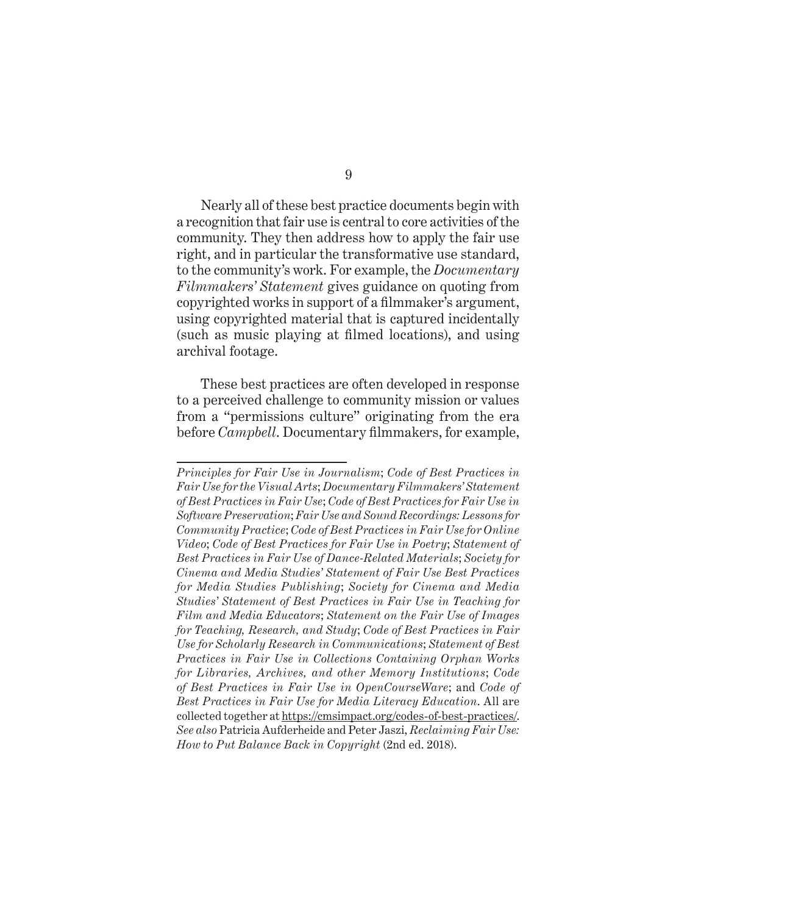Nearly all of these best practice documents begin with a recognition that fair use is central to core activities of the community. They then address how to apply the fair use right, and in particular the transformative use standard, to the community's work. For example, the *Documentary Filmmakers' Statement* gives guidance on quoting from copyrighted works in support of a filmmaker's argument, using copyrighted material that is captured incidentally (such as music playing at filmed locations), and using archival footage.

These best practices are often developed in response to a perceived challenge to community mission or values from a "permissions culture" originating from the era before *Campbell*. Documentary filmmakers, for example,

---

*Principles for Fair Use in Journalism*; *Code of Best Practices in Fair Use for the Visual Arts*; *Documentary Filmmakers' Statement of Best Practices in Fair Use*; *Code of Best Practices for Fair Use in Software Preservation*; *Fair Use and Sound Recordings: Lessons for Community Practice*; *Code of Best Practices in Fair Use for Online Video*; *Code of Best Practices for Fair Use in Poetry*; *Statement of Best Practices in Fair Use of Dance-Related Materials*; *Society for Cinema and Media Studies' Statement of Fair Use Best Practices for Media Studies Publishing*; *Society for Cinema and Media Studies' Statement of Best Practices in Fair Use in Teaching for Film and Media Educators*; *Statement on the Fair Use of Images for Teaching, Research, and Study*; *Code of Best Practices in Fair Use for Scholarly Research in Communications*; *Statement of Best Practices in Fair Use in Collections Containing Orphan Works for Libraries, Archives, and other Memory Institutions*; *Code of Best Practices in Fair Use in OpenCourseWare*; and *Code of Best Practices in Fair Use for Media Literacy Education*. All are collected together at https://cmsimpact.org/codes-of-best-practices/. *See also* Patricia Aufderheide and Peter Jaszi, *Reclaiming Fair Use: How to Put Balance Back in Copyright* (2nd ed. 2018).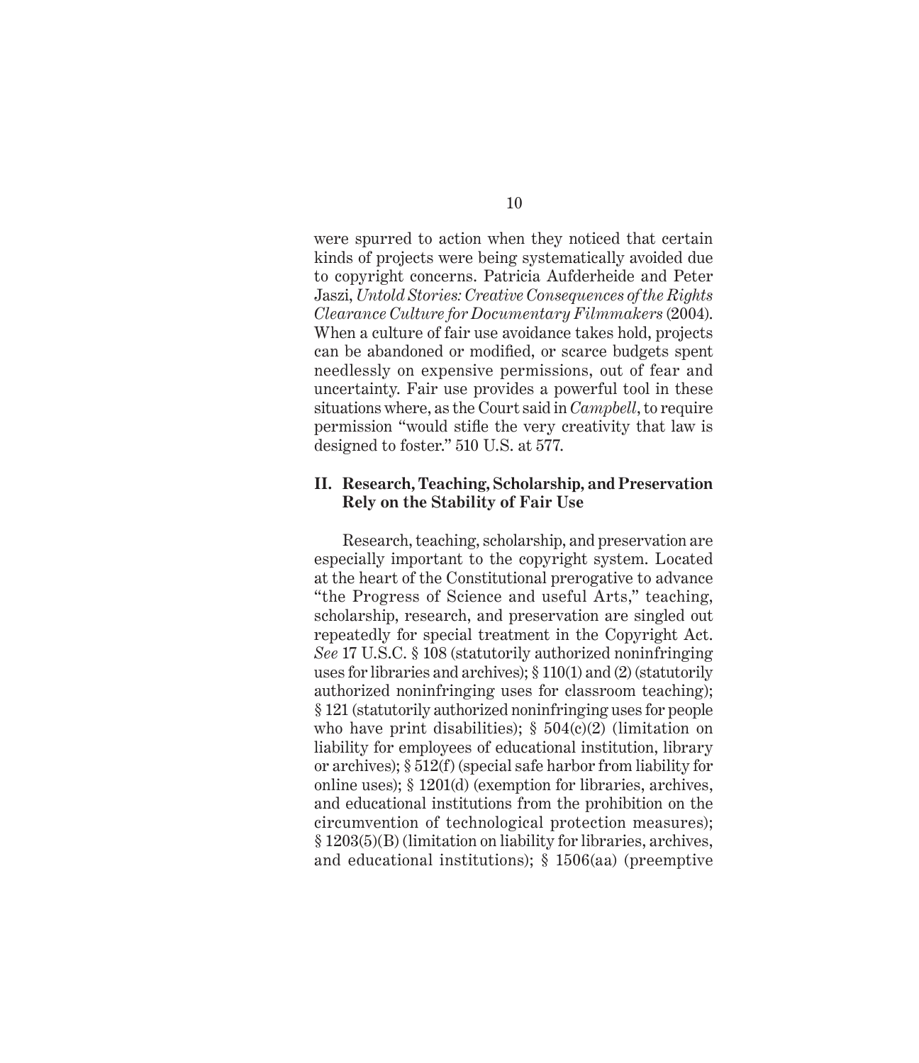were spurred to action when they noticed that certain kinds of projects were being systematically avoided due to copyright concerns. Patricia Aufderheide and Peter Jaszi, *Untold Stories: Creative Consequences of the Rights Clearance Culture for Documentary Filmmakers* (2004). When a culture of fair use avoidance takes hold, projects can be abandoned or modified, or scarce budgets spent needlessly on expensive permissions, out of fear and uncertainty. Fair use provides a powerful tool in these situations where, as the Court said in *Campbell*, to require permission "would stifle the very creativity that law is designed to foster." 510 U.S. at 577.

## II. Research, Teaching, Scholarship, and Preservation Rely on the Stability of Fair Use

Research, teaching, scholarship, and preservation are especially important to the copyright system. Located at the heart of the Constitutional prerogative to advance "the Progress of Science and useful Arts," teaching, scholarship, research, and preservation are singled out repeatedly for special treatment in the Copyright Act. *See* 17 U.S.C. § 108 (statutorily authorized noninfringing uses for libraries and archives); § 110(1) and (2) (statutorily authorized noninfringing uses for classroom teaching); § 121 (statutorily authorized noninfringing uses for people who have print disabilities); § 504(c)(2) (limitation on liability for employees of educational institution, library or archives); § 512(f) (special safe harbor from liability for online uses); § 1201(d) (exemption for libraries, archives, and educational institutions from the prohibition on the circumvention of technological protection measures); § 1203(5)(B) (limitation on liability for libraries, archives, and educational institutions); § 1506(aa) (preemptive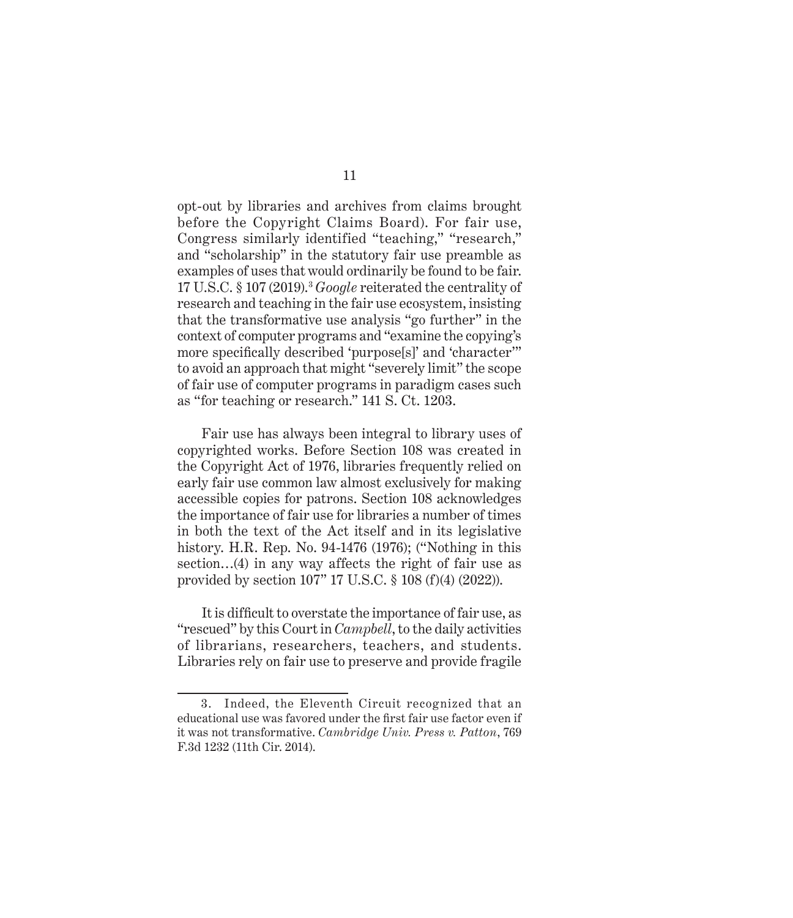opt-out by libraries and archives from claims brought before the Copyright Claims Board). For fair use, Congress similarly identified "teaching," "research," and "scholarship" in the statutory fair use preamble as examples of uses that would ordinarily be found to be fair. 17 U.S.C. § 107 (2019).[3] *Google* reiterated the centrality of research and teaching in the fair use ecosystem, insisting that the transformative use analysis "go further" in the context of computer programs and "examine the copying's more specifically described 'purpose[s]' and 'character'" to avoid an approach that might "severely limit" the scope of fair use of computer programs in paradigm cases such as "for teaching or research." 141 S. Ct. 1203.

Fair use has always been integral to library uses of copyrighted works. Before Section 108 was created in the Copyright Act of 1976, libraries frequently relied on early fair use common law almost exclusively for making accessible copies for patrons. Section 108 acknowledges the importance of fair use for libraries a number of times in both the text of the Act itself and in its legislative history. H.R. Rep. No. 94-1476 (1976); ("Nothing in this section…(4) in any way affects the right of fair use as provided by section 107" 17 U.S.C. § 108 (f)(4) (2022)).

It is difficult to overstate the importance of fair use, as "rescued" by this Court in *Campbell*, to the daily activities of librarians, researchers, teachers, and students. Libraries rely on fair use to preserve and provide fragile

---

3. Indeed, the Eleventh Circuit recognized that an educational use was favored under the first fair use factor even if it was not transformative. *Cambridge Univ. Press v. Patton*, 769 F.3d 1232 (11th Cir. 2014).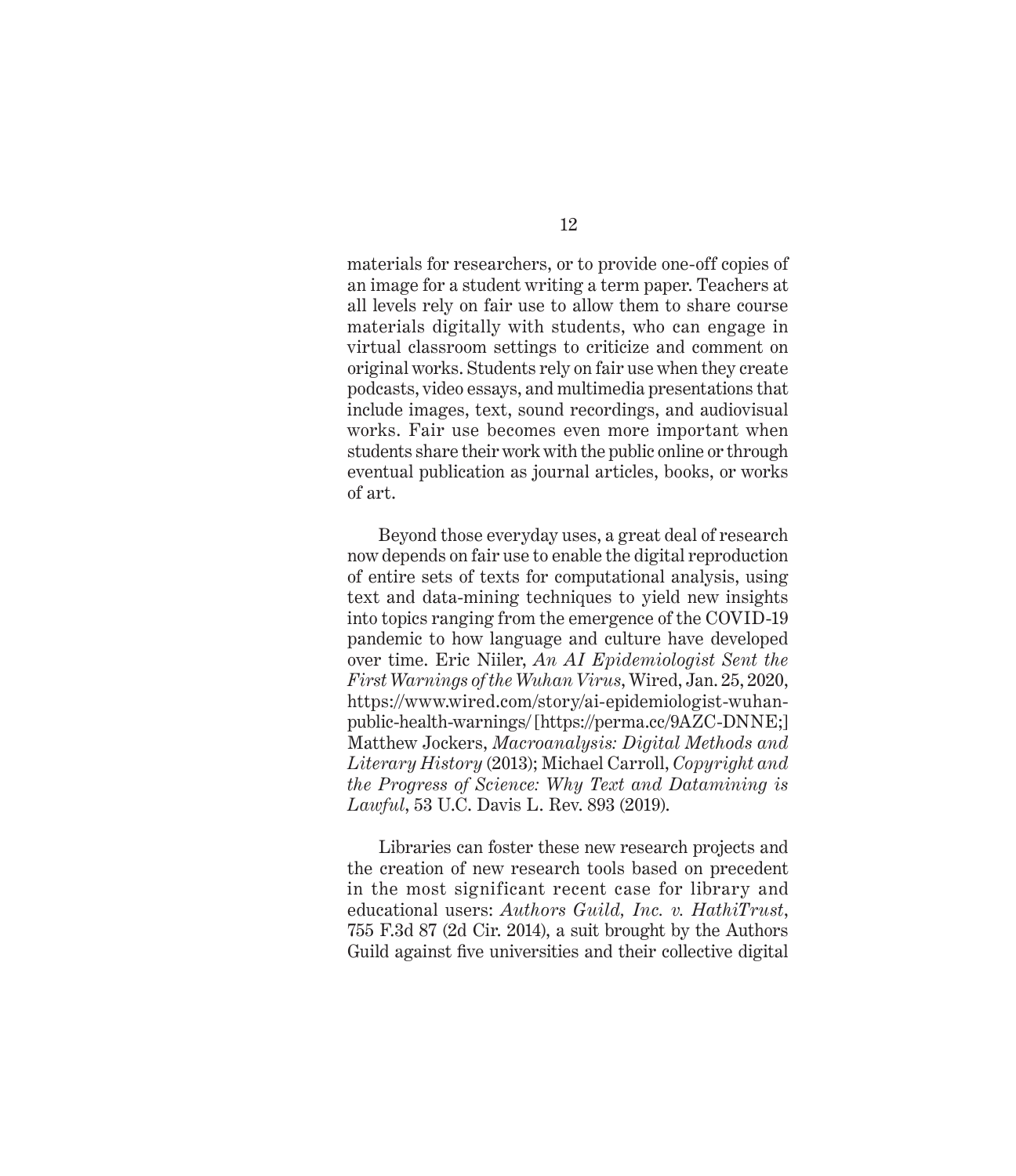materials for researchers, or to provide one-off copies of an image for a student writing a term paper. Teachers at all levels rely on fair use to allow them to share course materials digitally with students, who can engage in virtual classroom settings to criticize and comment on original works. Students rely on fair use when they create podcasts, video essays, and multimedia presentations that include images, text, sound recordings, and audiovisual works. Fair use becomes even more important when students share their work with the public online or through eventual publication as journal articles, books, or works of art.

Beyond those everyday uses, a great deal of research now depends on fair use to enable the digital reproduction of entire sets of texts for computational analysis, using text and data-mining techniques to yield new insights into topics ranging from the emergence of the COVID-19 pandemic to how language and culture have developed over time. Eric Niiler, *An AI Epidemiologist Sent the First Warnings of the Wuhan Virus*, Wired, Jan. 25, 2020, https://www.wired.com/story/ai-epidemiologist-wuhan-public-health-warnings/ [https://perma.cc/9AZC-DNNE;] Matthew Jockers, *Macroanalysis: Digital Methods and Literary History* (2013); Michael Carroll, *Copyright and the Progress of Science: Why Text and Datamining is Lawful*, 53 U.C. Davis L. Rev. 893 (2019).

Libraries can foster these new research projects and the creation of new research tools based on precedent in the most significant recent case for library and educational users: *Authors Guild, Inc. v. HathiTrust*, 755 F.3d 87 (2d Cir. 2014), a suit brought by the Authors Guild against five universities and their collective digital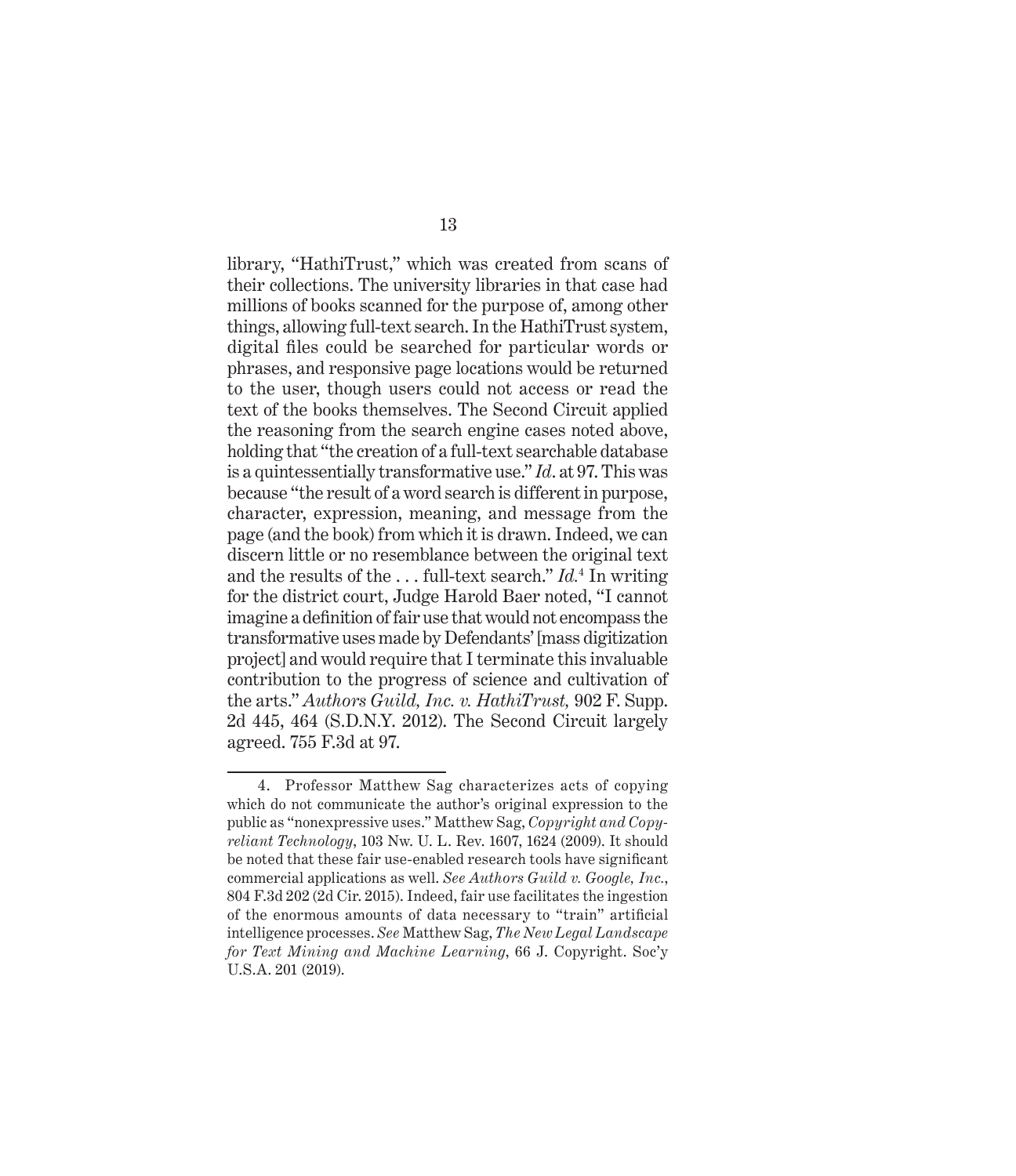library, "HathiTrust," which was created from scans of their collections. The university libraries in that case had millions of books scanned for the purpose of, among other things, allowing full-text search. In the HathiTrust system, digital files could be searched for particular words or phrases, and responsive page locations would be returned to the user, though users could not access or read the text of the books themselves. The Second Circuit applied the reasoning from the search engine cases noted above, holding that "the creation of a full-text searchable database is a quintessentially transformative use." *Id*. at 97. This was because "the result of a word search is different in purpose, character, expression, meaning, and message from the page (and the book) from which it is drawn. Indeed, we can discern little or no resemblance between the original text and the results of the . . . full-text search." *Id.*[4] In writing for the district court, Judge Harold Baer noted, "I cannot imagine a definition of fair use that would not encompass the transformative uses made by Defendants' [mass digitization project] and would require that I terminate this invaluable contribution to the progress of science and cultivation of the arts." *Authors Guild, Inc. v. HathiTrust,* 902 F. Supp. 2d 445, 464 (S.D.N.Y. 2012). The Second Circuit largely agreed. 755 F.3d at 97.

---

4. Professor Matthew Sag characterizes acts of copying which do not communicate the author's original expression to the public as "nonexpressive uses." Matthew Sag, *Copyright and Copy-reliant Technology*, 103 Nw. U. L. Rev. 1607, 1624 (2009). It should be noted that these fair use-enabled research tools have significant commercial applications as well. *See Authors Guild v. Google, Inc.*, 804 F.3d 202 (2d Cir. 2015). Indeed, fair use facilitates the ingestion of the enormous amounts of data necessary to "train" artificial intelligence processes. *See* Matthew Sag, *The New Legal Landscape for Text Mining and Machine Learning*, 66 J. Copyright. Soc'y U.S.A. 201 (2019).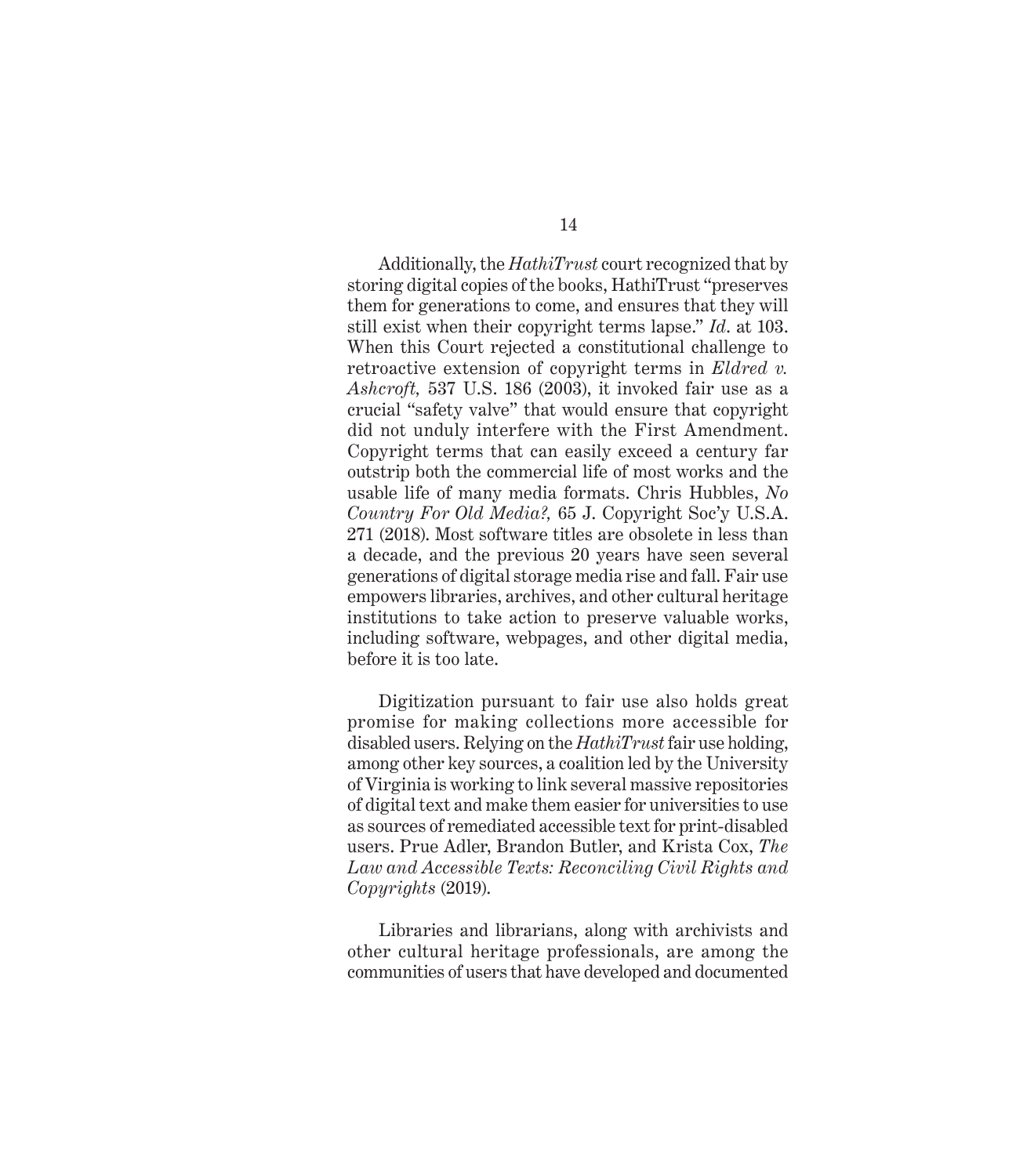Additionally, the *HathiTrust* court recognized that by storing digital copies of the books, HathiTrust "preserves them for generations to come, and ensures that they will still exist when their copyright terms lapse." *Id*. at 103. When this Court rejected a constitutional challenge to retroactive extension of copyright terms in *Eldred v. Ashcroft,* 537 U.S. 186 (2003), it invoked fair use as a crucial "safety valve" that would ensure that copyright did not unduly interfere with the First Amendment. Copyright terms that can easily exceed a century far outstrip both the commercial life of most works and the usable life of many media formats. Chris Hubbles, *No Country For Old Media?,* 65 J. Copyright Soc'y U.S.A. 271 (2018). Most software titles are obsolete in less than a decade, and the previous 20 years have seen several generations of digital storage media rise and fall. Fair use empowers libraries, archives, and other cultural heritage institutions to take action to preserve valuable works, including software, webpages, and other digital media, before it is too late.

Digitization pursuant to fair use also holds great promise for making collections more accessible for disabled users. Relying on the *HathiTrust* fair use holding, among other key sources, a coalition led by the University of Virginia is working to link several massive repositories of digital text and make them easier for universities to use as sources of remediated accessible text for print-disabled users. Prue Adler, Brandon Butler, and Krista Cox, *The Law and Accessible Texts: Reconciling Civil Rights and Copyrights* (2019).

Libraries and librarians, along with archivists and other cultural heritage professionals, are among the communities of users that have developed and documented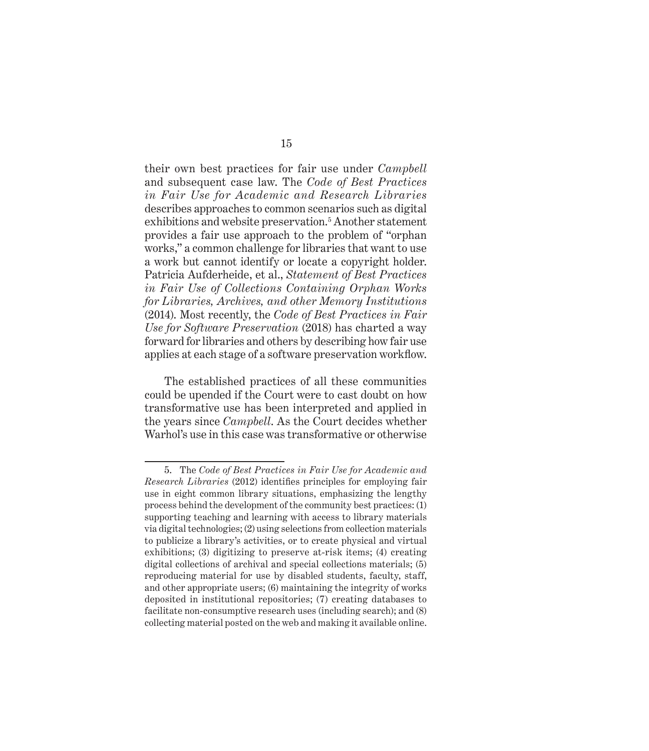their own best practices for fair use under *Campbell* and subsequent case law. The *Code of Best Practices in Fair Use for Academic and Research Libraries* describes approaches to common scenarios such as digital exhibitions and website preservation.[5] Another statement provides a fair use approach to the problem of "orphan works," a common challenge for libraries that want to use a work but cannot identify or locate a copyright holder. Patricia Aufderheide, et al., *Statement of Best Practices in Fair Use of Collections Containing Orphan Works for Libraries, Archives, and other Memory Institutions* (2014). Most recently, the *Code of Best Practices in Fair Use for Software Preservation* (2018) has charted a way forward for libraries and others by describing how fair use applies at each stage of a software preservation workflow.

The established practices of all these communities could be upended if the Court were to cast doubt on how transformative use has been interpreted and applied in the years since *Campbell*. As the Court decides whether Warhol's use in this case was transformative or otherwise

---

5. The *Code of Best Practices in Fair Use for Academic and Research Libraries* (2012) identifies principles for employing fair use in eight common library situations, emphasizing the lengthy process behind the development of the community best practices: (1) supporting teaching and learning with access to library materials via digital technologies; (2) using selections from collection materials to publicize a library's activities, or to create physical and virtual exhibitions; (3) digitizing to preserve at-risk items; (4) creating digital collections of archival and special collections materials; (5) reproducing material for use by disabled students, faculty, staff, and other appropriate users; (6) maintaining the integrity of works deposited in institutional repositories; (7) creating databases to facilitate non-consumptive research uses (including search); and (8) collecting material posted on the web and making it available online.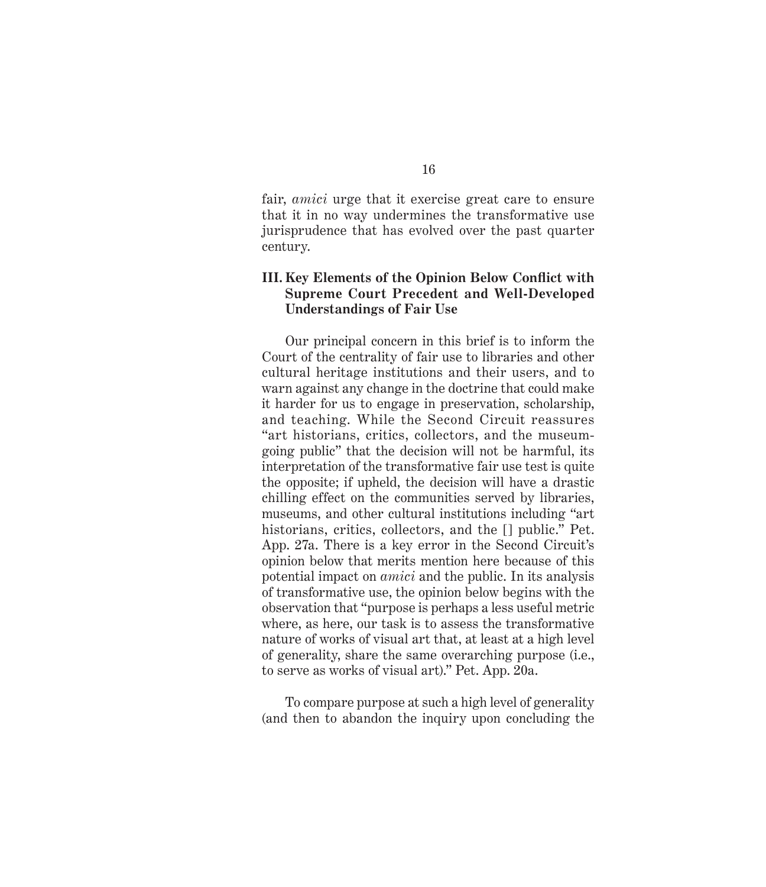fair, *amici* urge that it exercise great care to ensure that it in no way undermines the transformative use jurisprudence that has evolved over the past quarter century.

## III. Key Elements of the Opinion Below Conflict with Supreme Court Precedent and Well-Developed Understandings of Fair Use

Our principal concern in this brief is to inform the Court of the centrality of fair use to libraries and other cultural heritage institutions and their users, and to warn against any change in the doctrine that could make it harder for us to engage in preservation, scholarship, and teaching. While the Second Circuit reassures "art historians, critics, collectors, and the museum-going public" that the decision will not be harmful, its interpretation of the transformative fair use test is quite the opposite; if upheld, the decision will have a drastic chilling effect on the communities served by libraries, museums, and other cultural institutions including "art historians, critics, collectors, and the [] public." Pet. App. 27a. There is a key error in the Second Circuit's opinion below that merits mention here because of this potential impact on *amici* and the public. In its analysis of transformative use, the opinion below begins with the observation that "purpose is perhaps a less useful metric where, as here, our task is to assess the transformative nature of works of visual art that, at least at a high level of generality, share the same overarching purpose (i.e., to serve as works of visual art)." Pet. App. 20a.

To compare purpose at such a high level of generality (and then to abandon the inquiry upon concluding the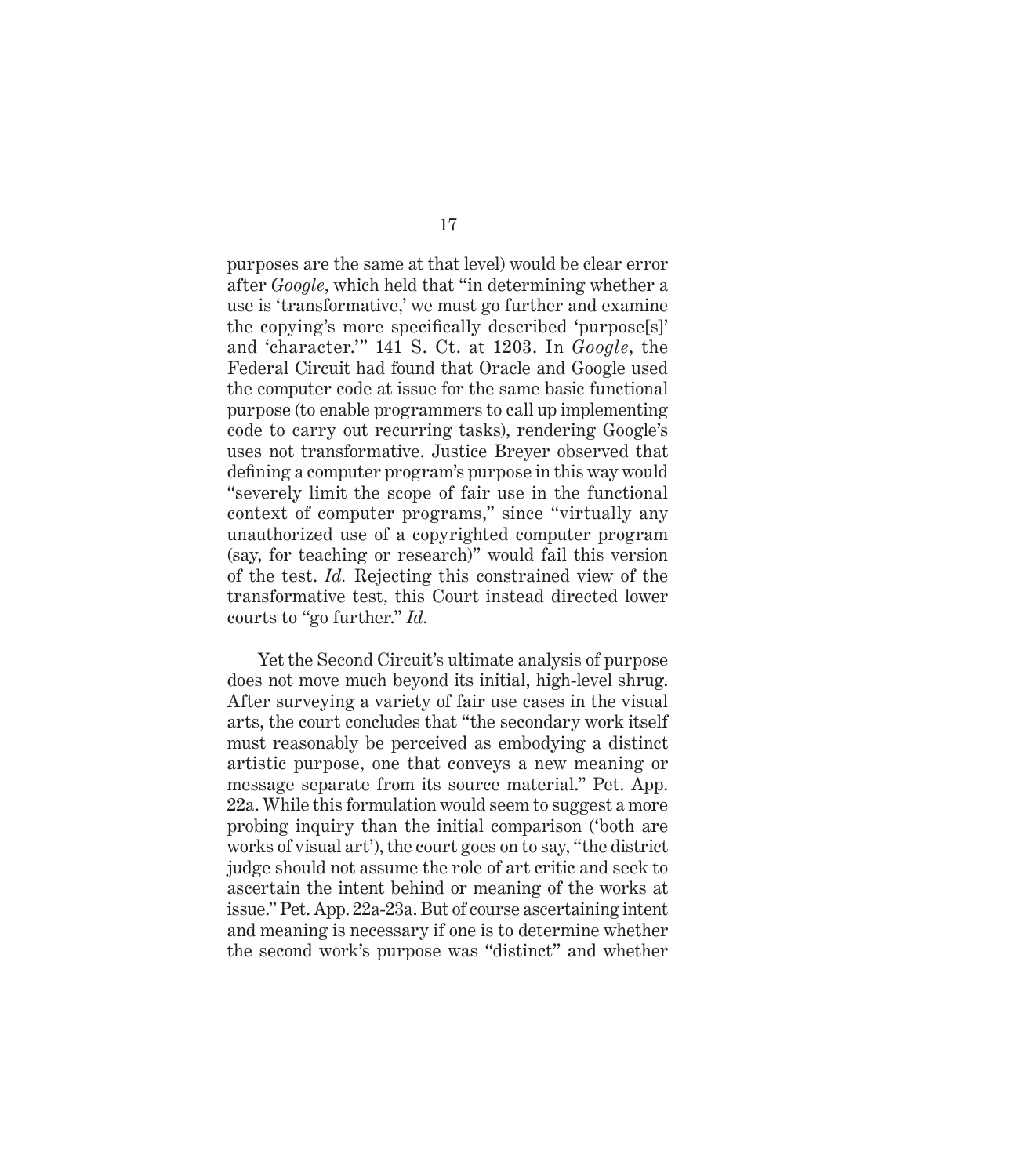purposes are the same at that level) would be clear error after *Google*, which held that "in determining whether a use is 'transformative,' we must go further and examine the copying's more specifically described 'purpose[s]' and 'character.'" 141 S. Ct. at 1203. In *Google*, the Federal Circuit had found that Oracle and Google used the computer code at issue for the same basic functional purpose (to enable programmers to call up implementing code to carry out recurring tasks), rendering Google's uses not transformative. Justice Breyer observed that defining a computer program's purpose in this way would "severely limit the scope of fair use in the functional context of computer programs," since "virtually any unauthorized use of a copyrighted computer program (say, for teaching or research)" would fail this version of the test. *Id.* Rejecting this constrained view of the transformative test, this Court instead directed lower courts to "go further." *Id.*

Yet the Second Circuit's ultimate analysis of purpose does not move much beyond its initial, high-level shrug. After surveying a variety of fair use cases in the visual arts, the court concludes that "the secondary work itself must reasonably be perceived as embodying a distinct artistic purpose, one that conveys a new meaning or message separate from its source material." Pet. App. 22a. While this formulation would seem to suggest a more probing inquiry than the initial comparison ('both are works of visual art'), the court goes on to say, "the district judge should not assume the role of art critic and seek to ascertain the intent behind or meaning of the works at issue." Pet. App. 22a-23a. But of course ascertaining intent and meaning is necessary if one is to determine whether the second work's purpose was "distinct" and whether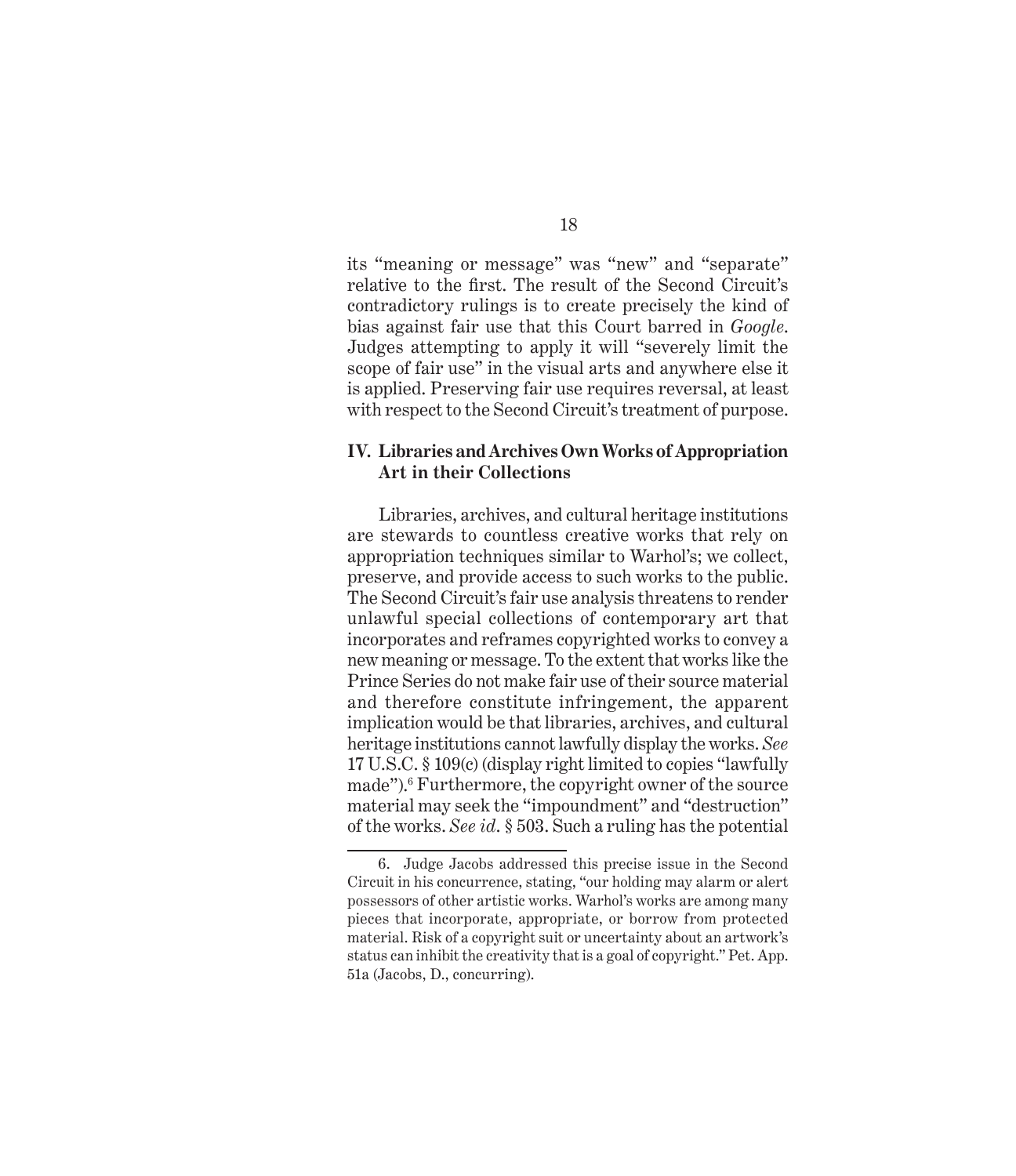its "meaning or message" was "new" and "separate" relative to the first. The result of the Second Circuit's contradictory rulings is to create precisely the kind of bias against fair use that this Court barred in *Google*. Judges attempting to apply it will "severely limit the scope of fair use" in the visual arts and anywhere else it is applied. Preserving fair use requires reversal, at least with respect to the Second Circuit's treatment of purpose.

## IV. Libraries and Archives Own Works of Appropriation Art in their Collections

Libraries, archives, and cultural heritage institutions are stewards to countless creative works that rely on appropriation techniques similar to Warhol's; we collect, preserve, and provide access to such works to the public. The Second Circuit's fair use analysis threatens to render unlawful special collections of contemporary art that incorporates and reframes copyrighted works to convey a new meaning or message. To the extent that works like the Prince Series do not make fair use of their source material and therefore constitute infringement, the apparent implication would be that libraries, archives, and cultural heritage institutions cannot lawfully display the works. *See* 17 U.S.C. § 109(c) (display right limited to copies "lawfully made").[6] Furthermore, the copyright owner of the source material may seek the "impoundment" and "destruction" of the works. *See id.* § 503. Such a ruling has the potential

---

6. Judge Jacobs addressed this precise issue in the Second Circuit in his concurrence, stating, "our holding may alarm or alert possessors of other artistic works. Warhol's works are among many pieces that incorporate, appropriate, or borrow from protected material. Risk of a copyright suit or uncertainty about an artwork's status can inhibit the creativity that is a goal of copyright." Pet. App. 51a (Jacobs, D., concurring).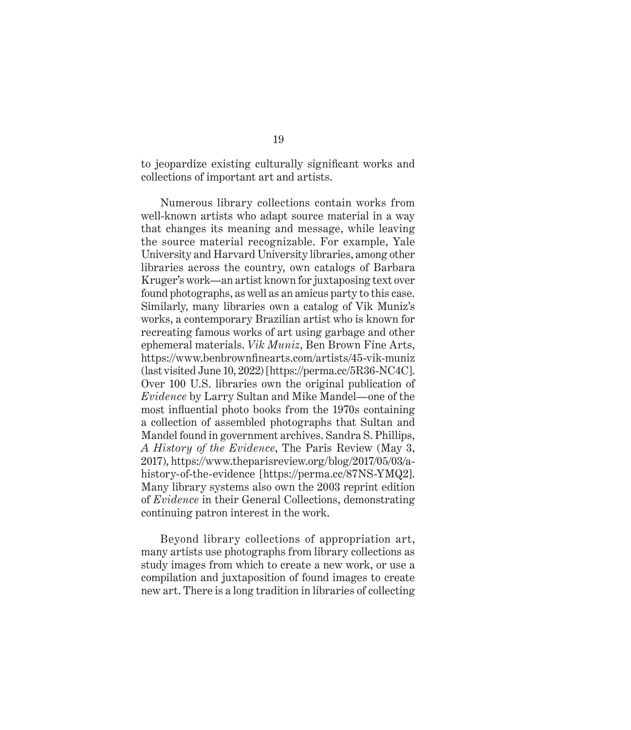to jeopardize existing culturally significant works and collections of important art and artists.

Numerous library collections contain works from well-known artists who adapt source material in a way that changes its meaning and message, while leaving the source material recognizable. For example, Yale University and Harvard University libraries, among other libraries across the country, own catalogs of Barbara Kruger's work—an artist known for juxtaposing text over found photographs, as well as an amicus party to this case. Similarly, many libraries own a catalog of Vik Muniz's works, a contemporary Brazilian artist who is known for recreating famous works of art using garbage and other ephemeral materials. *Vik Muniz*, Ben Brown Fine Arts, https://www.benbrownfinearts.com/artists/45-vik-muniz (last visited June 10, 2022) [https://perma.cc/5R36-NC4C]. Over 100 U.S. libraries own the original publication of *Evidence* by Larry Sultan and Mike Mandel—one of the most influential photo books from the 1970s containing a collection of assembled photographs that Sultan and Mandel found in government archives. Sandra S. Phillips, *A History of the Evidence*, The Paris Review (May 3, 2017), https://www.theparisreview.org/blog/2017/05/03/a-history-of-the-evidence [https://perma.cc/87NS-YMQ2]. Many library systems also own the 2003 reprint edition of *Evidence* in their General Collections, demonstrating continuing patron interest in the work.

Beyond library collections of appropriation art, many artists use photographs from library collections as study images from which to create a new work, or use a compilation and juxtaposition of found images to create new art. There is a long tradition in libraries of collecting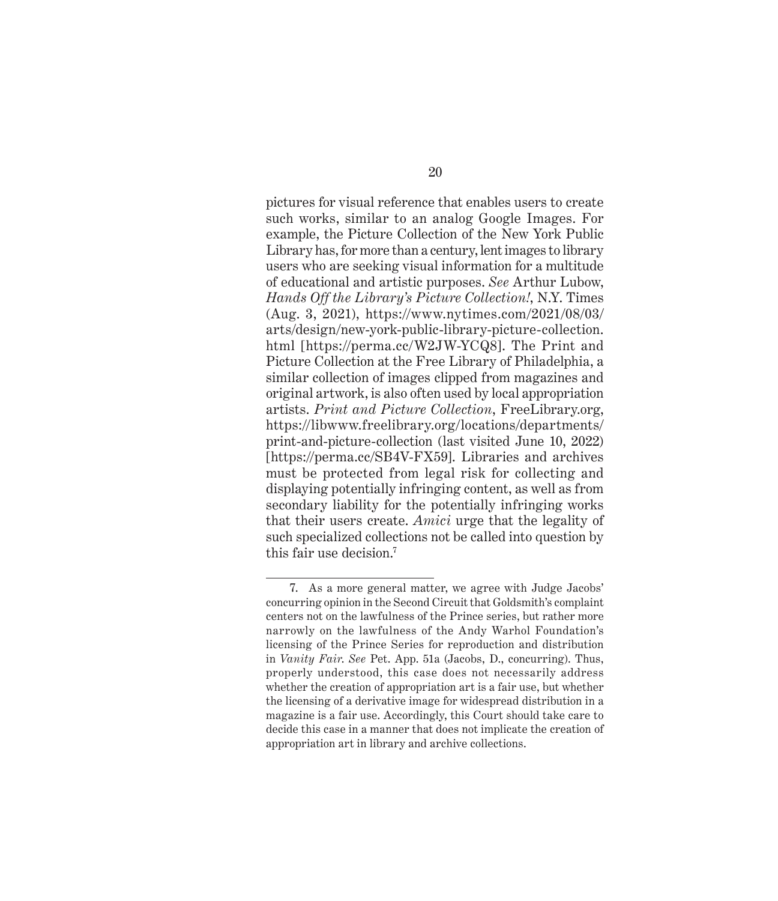pictures for visual reference that enables users to create such works, similar to an analog Google Images. For example, the Picture Collection of the New York Public Library has, for more than a century, lent images to library users who are seeking visual information for a multitude of educational and artistic purposes. *See* Arthur Lubow, *Hands Off the Library's Picture Collection!*, N.Y. Times (Aug. 3, 2021), https://www.nytimes.com/2021/08/03/arts/design/new-york-public-library-picture-collection.html [https://perma.cc/W2JW-YCQ8]. The Print and Picture Collection at the Free Library of Philadelphia, a similar collection of images clipped from magazines and original artwork, is also often used by local appropriation artists. *Print and Picture Collection*, FreeLibrary.org, https://libwww.freelibrary.org/locations/departments/print-and-picture-collection (last visited June 10, 2022) [https://perma.cc/SB4V-FX59]. Libraries and archives must be protected from legal risk for collecting and displaying potentially infringing content, as well as from secondary liability for the potentially infringing works that their users create. *Amici* urge that the legality of such specialized collections not be called into question by this fair use decision.[7]

---

7. As a more general matter, we agree with Judge Jacobs' concurring opinion in the Second Circuit that Goldsmith's complaint centers not on the lawfulness of the Prince series, but rather more narrowly on the lawfulness of the Andy Warhol Foundation's licensing of the Prince Series for reproduction and distribution in *Vanity Fair*. *See* Pet. App. 51a (Jacobs, D., concurring). Thus, properly understood, this case does not necessarily address whether the creation of appropriation art is a fair use, but whether the licensing of a derivative image for widespread distribution in a magazine is a fair use. Accordingly, this Court should take care to decide this case in a manner that does not implicate the creation of appropriation art in library and archive collections.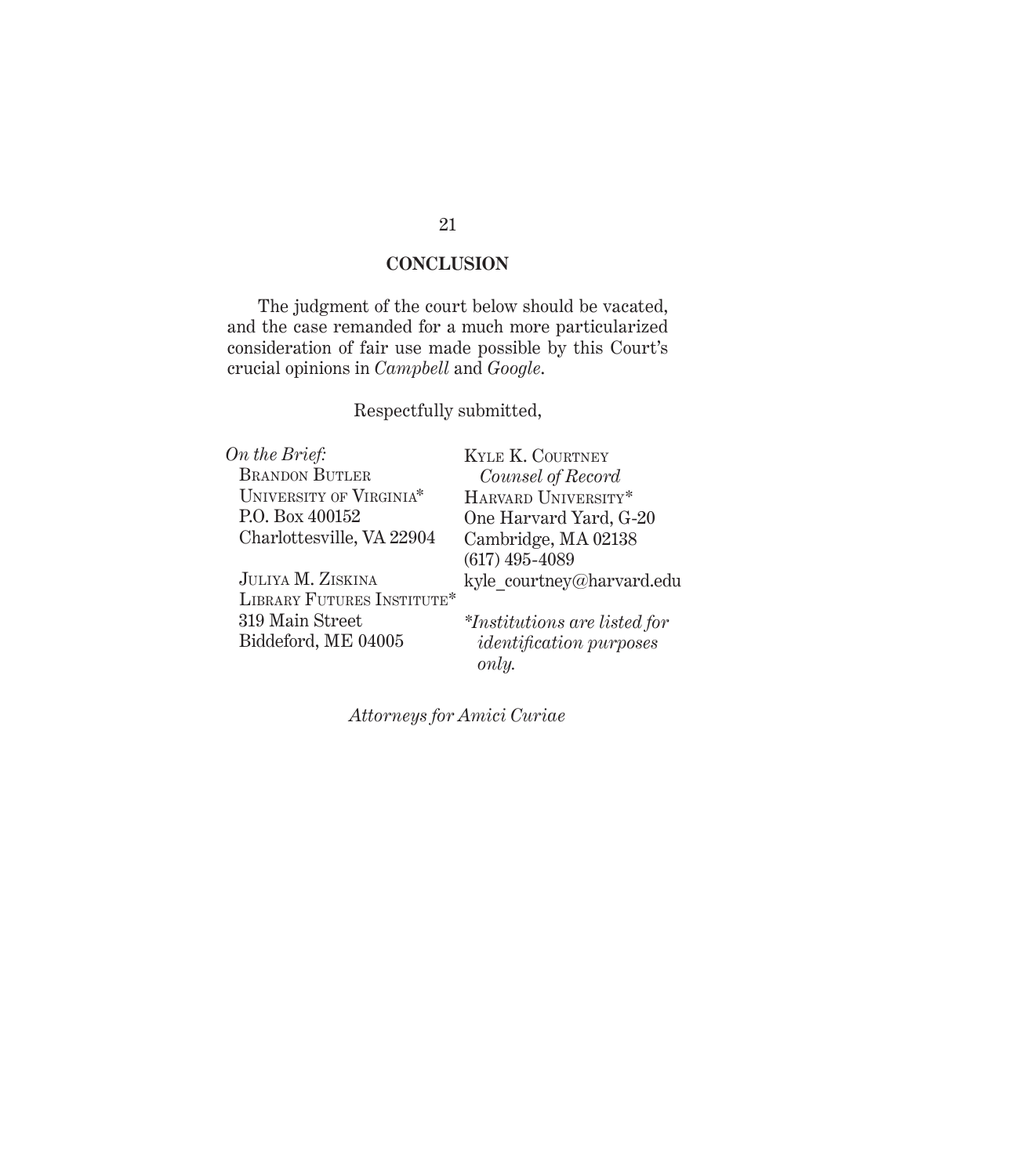## CONCLUSION

The judgment of the court below should be vacated, and the case remanded for a much more particularized consideration of fair use made possible by this Court's crucial opinions in *Campbell* and *Google*.

Respectfully submitted,

*On the Brief:*
Brandon Butler
University of Virginia*
P.O. Box 400152
Charlottesville, VA 22904

Juliya M. Ziskina
Library Futures Institute*
319 Main Street
Biddeford, ME 04005

Kyle K. Courtney
*Counsel of Record*
Harvard University*
One Harvard Yard, G-20
Cambridge, MA 02138
(617) 495-4089
kyle_courtney@harvard.edu

**Institutions are listed for identification purposes only.*

*Attorneys for Amici Curiae*